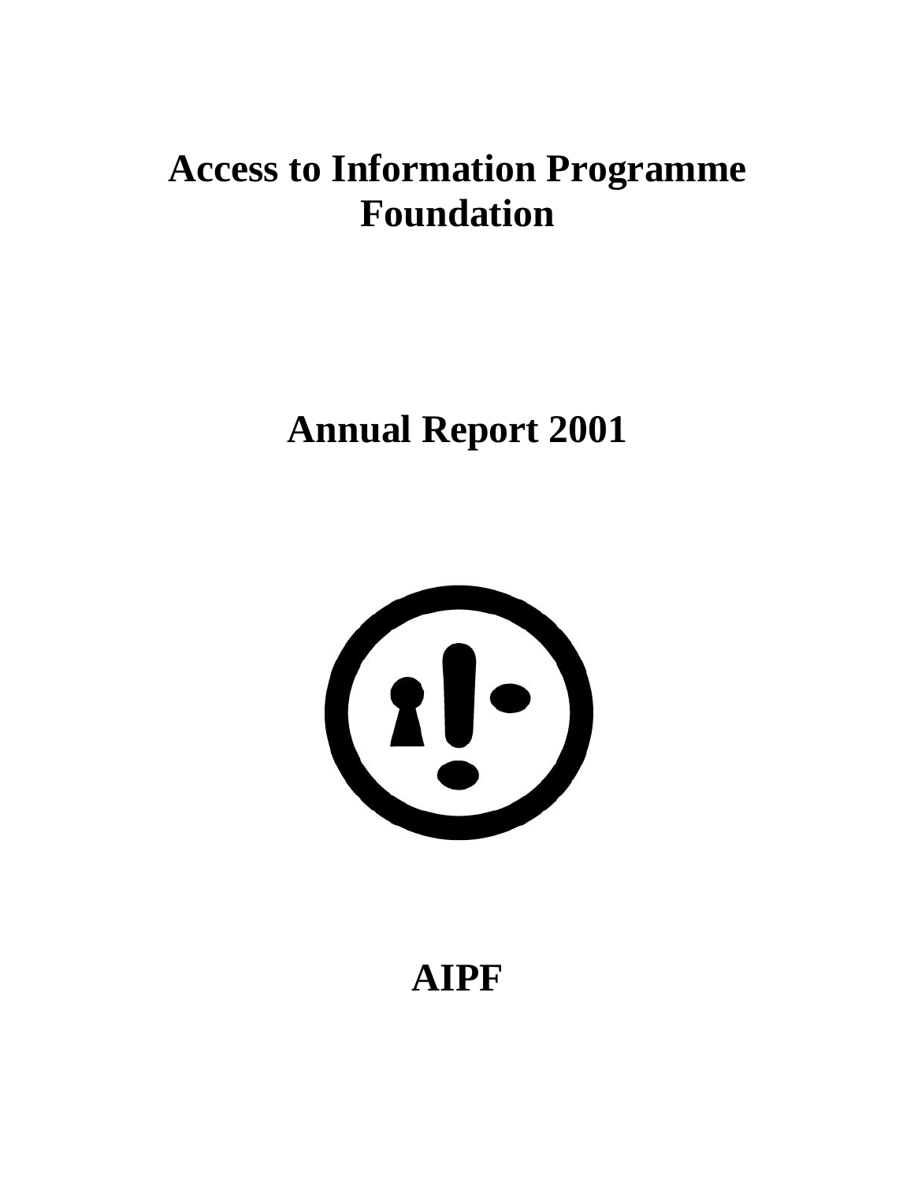# Access to Information Programme Foundation

# Annual Report 2001

# AIPF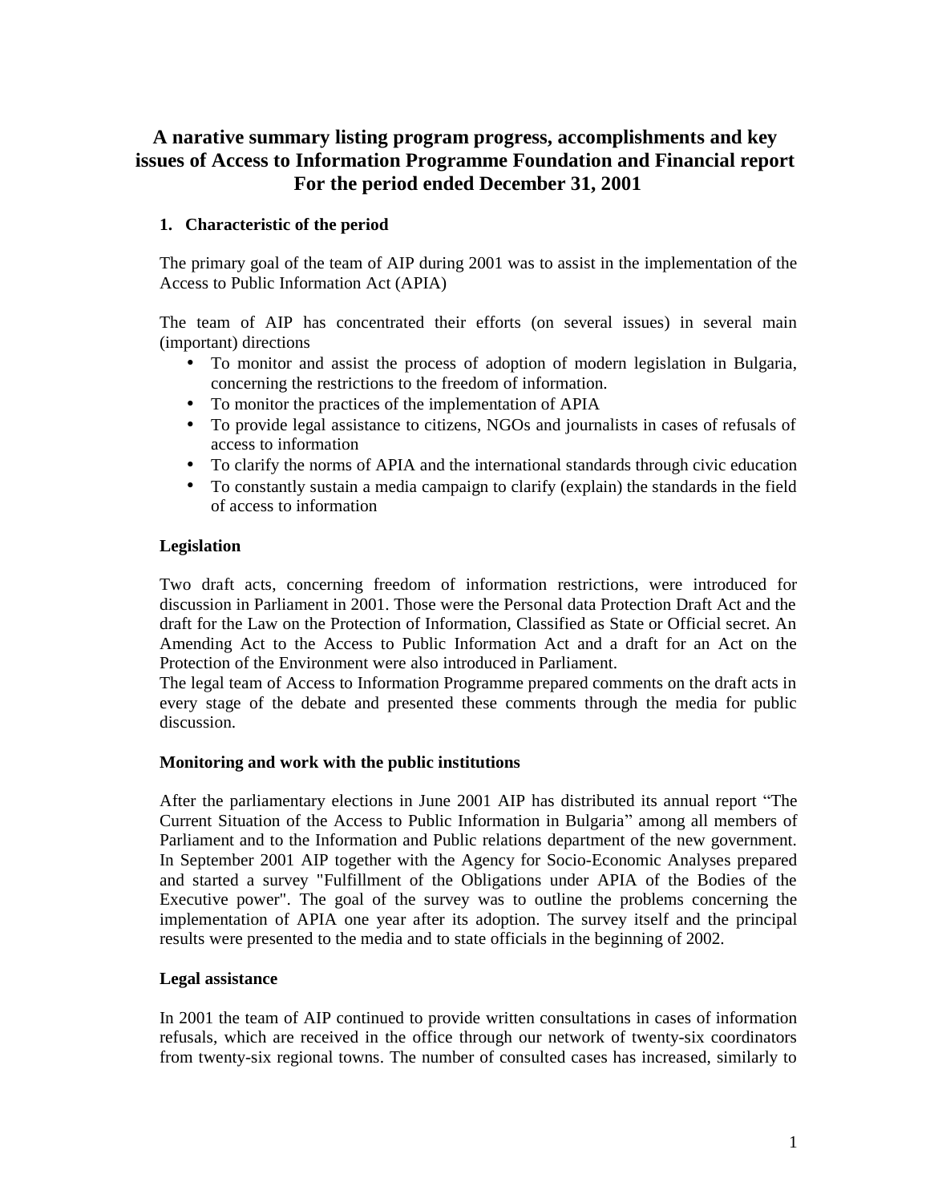# A narative summary listing program progress, accomplishments and key issues of Access to Information Programme Foundation and Financial report For the period ended December 31, 2001

## 1. Characteristic of the period

The primary goal of the team of AIP during 2001 was to assist in the implementation of the Access to Public Information Act (APIA)

The team of AIP has concentrated their efforts (on several issues) in several main (important) directions

- To monitor and assist the process of adoption of modern legislation in Bulgaria, concerning the restrictions to the freedom of information.
- To monitor the practices of the implementation of APIA
- To provide legal assistance to citizens, NGOs and journalists in cases of refusals of access to information
- To clarify the norms of APIA and the international standards through civic education
- To constantly sustain a media campaign to clarify (explain) the standards in the field of access to information

### Legislation

Two draft acts, concerning freedom of information restrictions, were introduced for discussion in Parliament in 2001. Those were the Personal data Protection Draft Act and the draft for the Law on the Protection of Information, Classified as State or Official secret. An Amending Act to the Access to Public Information Act and a draft for an Act on the Protection of the Environment were also introduced in Parliament.
The legal team of Access to Information Programme prepared comments on the draft acts in every stage of the debate and presented these comments through the media for public discussion.

### Monitoring and work with the public institutions

After the parliamentary elections in June 2001 AIP has distributed its annual report "The Current Situation of the Access to Public Information in Bulgaria" among all members of Parliament and to the Information and Public relations department of the new government. In September 2001 AIP together with the Agency for Socio-Economic Analyses prepared and started a survey "Fulfillment of the Obligations under APIA of the Bodies of the Executive power". The goal of the survey was to outline the problems concerning the implementation of APIA one year after its adoption. The survey itself and the principal results were presented to the media and to state officials in the beginning of 2002.

### Legal assistance

In 2001 the team of AIP continued to provide written consultations in cases of information refusals, which are received in the office through our network of twenty-six coordinators from twenty-six regional towns. The number of consulted cases has increased, similarly to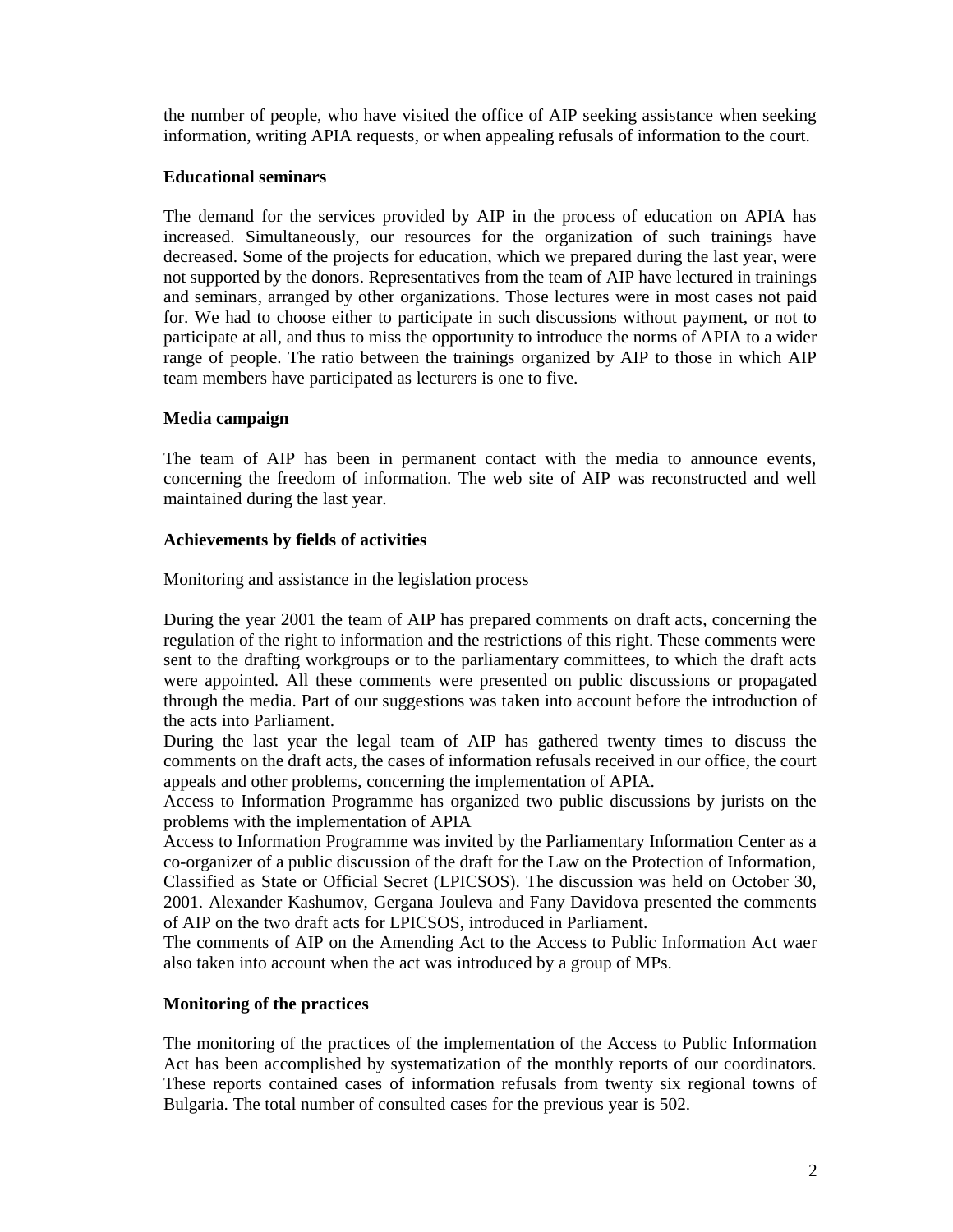the number of people, who have visited the office of AIP seeking assistance when seeking information, writing APIA requests, or when appealing refusals of information to the court.

**Educational seminars**

The demand for the services provided by AIP in the process of education on APIA has increased. Simultaneously, our resources for the organization of such trainings have decreased. Some of the projects for education, which we prepared during the last year, were not supported by the donors. Representatives from the team of AIP have lectured in trainings and seminars, arranged by other organizations. Those lectures were in most cases not paid for. We had to choose either to participate in such discussions without payment, or not to participate at all, and thus to miss the opportunity to introduce the norms of APIA to a wider range of people. The ratio between the trainings organized by AIP to those in which AIP team members have participated as lecturers is one to five.

**Media campaign**

The team of AIP has been in permanent contact with the media to announce events, concerning the freedom of information. The web site of AIP was reconstructed and well maintained during the last year.

**Achievements by fields of activities**

Monitoring and assistance in the legislation process

During the year 2001 the team of AIP has prepared comments on draft acts, concerning the regulation of the right to information and the restrictions of this right. These comments were sent to the drafting workgroups or to the parliamentary committees, to which the draft acts were appointed. All these comments were presented on public discussions or propagated through the media. Part of our suggestions was taken into account before the introduction of the acts into Parliament.
During the last year the legal team of AIP has gathered twenty times to discuss the comments on the draft acts, the cases of information refusals received in our office, the court appeals and other problems, concerning the implementation of APIA.
Access to Information Programme has organized two public discussions by jurists on the problems with the implementation of APIA
Access to Information Programme was invited by the Parliamentary Information Center as a co-organizer of a public discussion of the draft for the Law on the Protection of Information, Classified as State or Official Secret (LPICSOS). The discussion was held on October 30, 2001. Alexander Kashumov, Gergana Jouleva and Fany Davidova presented the comments of AIP on the two draft acts for LPICSOS, introduced in Parliament.
The comments of AIP on the Amending Act to the Access to Public Information Act waer also taken into account when the act was introduced by a group of MPs.

**Monitoring of the practices**

The monitoring of the practices of the implementation of the Access to Public Information Act has been accomplished by systematization of the monthly reports of our coordinators. These reports contained cases of information refusals from twenty six regional towns of Bulgaria. The total number of consulted cases for the previous year is 502.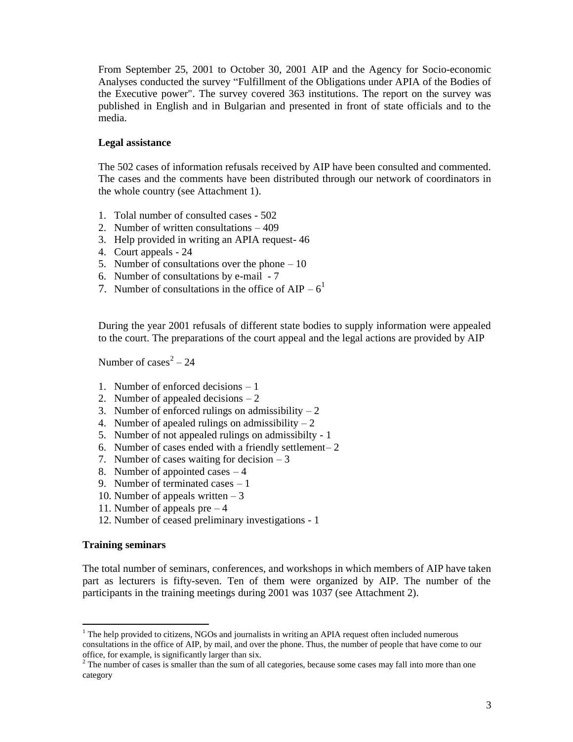From September 25, 2001 to October 30, 2001 AIP and the Agency for Socio-economic Analyses conducted the survey "Fulfillment of the Obligations under APIA of the Bodies of the Executive power". The survey covered 363 institutions. The report on the survey was published in English and in Bulgarian and presented in front of state officials and to the media.

**Legal assistance**

The 502 cases of information refusals received by AIP have been consulted and commented. The cases and the comments have been distributed through our network of coordinators in the whole country (see Attachment 1).

1. Tolal number of consulted cases - 502
2. Number of written consultations – 409
3. Help provided in writing an APIA request- 46
4. Court appeals - 24
5. Number of consultations over the phone – 10
6. Number of consultations by e-mail - 7
7. Number of consultations in the office of AIP – 6[1]

During the year 2001 refusals of different state bodies to supply information were appealed to the court. The preparations of the court appeal and the legal actions are provided by AIP

Number of cases[2] – 24

1. Number of enforced decisions – 1
2. Number of appealed decisions – 2
3. Number of enforced rulings on admissibility – 2
4. Number of apealed rulings on admissibility – 2
5. Number of not appealed rulings on admissibilty - 1
6. Number of cases ended with a friendly settlement– 2
7. Number of cases waiting for decision – 3
8. Number of appointed cases – 4
9. Number of terminated cases – 1
10. Number of appeals written – 3
11. Number of appeals pre – 4
12. Number of ceased preliminary investigations - 1

**Training seminars**

The total number of seminars, conferences, and workshops in which members of AIP have taken part as lecturers is fifty-seven. Ten of them were organized by AIP. The number of the participants in the training meetings during 2001 was 1037 (see Attachment 2).

[1] The help provided to citizens, NGOs and journalists in writing an APIA request often included numerous consultations in the office of AIP, by mail, and over the phone. Thus, the number of people that have come to our office, for example, is significantly larger than six.

[2] The number of cases is smaller than the sum of all categories, because some cases may fall into more than one category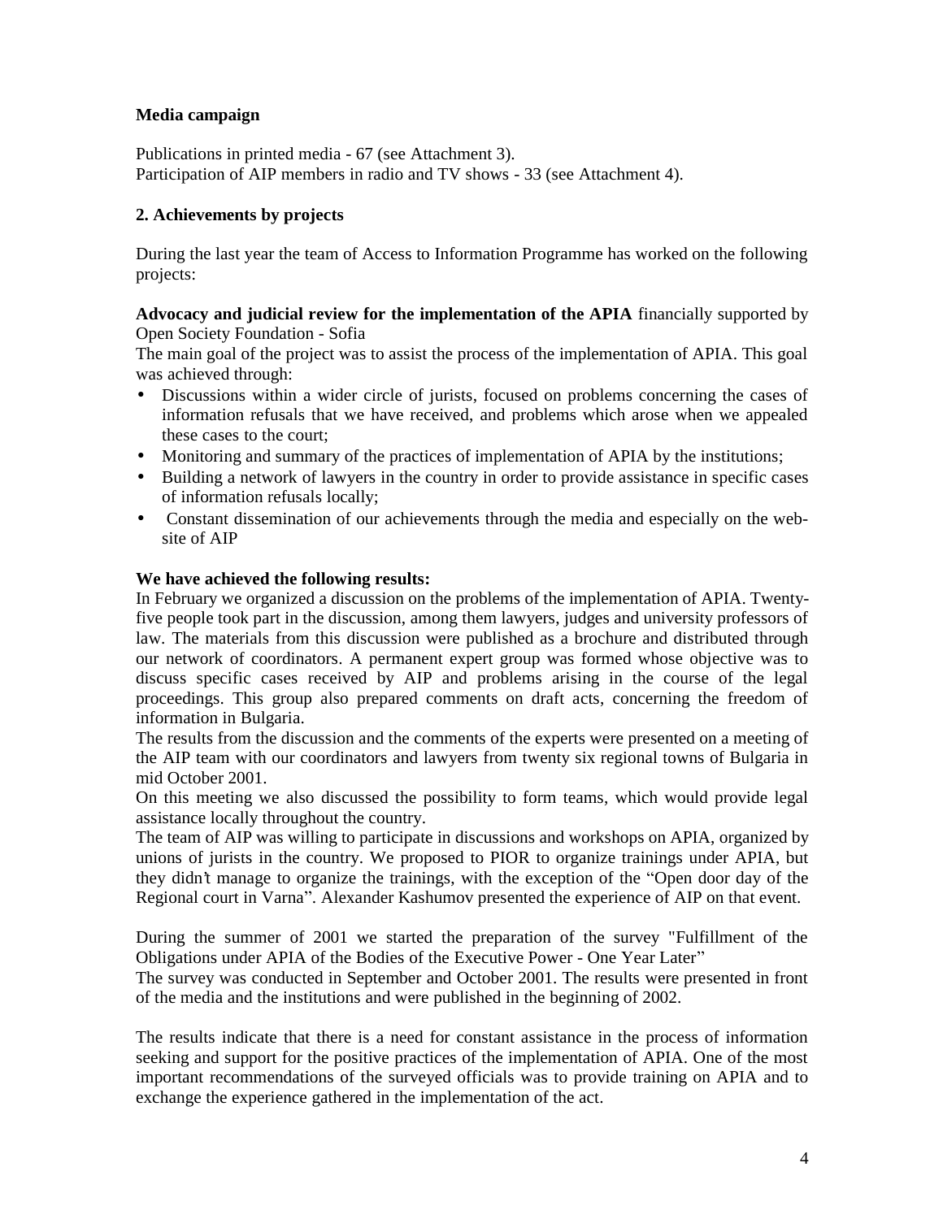**Media campaign**

Publications in printed media - 67 (see Attachment 3).
Participation of AIP members in radio and TV shows - 33 (see Attachment 4).

**2. Achievements by projects**

During the last year the team of Access to Information Programme has worked on the following projects:

**Advocacy and judicial review for the implementation of the APIA** financially supported by Open Society Foundation - Sofia

The main goal of the project was to assist the process of the implementation of APIA. This goal was achieved through:

- Discussions within a wider circle of jurists, focused on problems concerning the cases of information refusals that we have received, and problems which arose when we appealed these cases to the court;
- Monitoring and summary of the practices of implementation of APIA by the institutions;
- Building a network of lawyers in the country in order to provide assistance in specific cases of information refusals locally;
- Constant dissemination of our achievements through the media and especially on the web-site of AIP

**We have achieved the following results:**

In February we organized a discussion on the problems of the implementation of APIA. Twenty-five people took part in the discussion, among them lawyers, judges and university professors of law. The materials from this discussion were published as a brochure and distributed through our network of coordinators. A permanent expert group was formed whose objective was to discuss specific cases received by AIP and problems arising in the course of the legal proceedings. This group also prepared comments on draft acts, concerning the freedom of information in Bulgaria.

The results from the discussion and the comments of the experts were presented on a meeting of the AIP team with our coordinators and lawyers from twenty six regional towns of Bulgaria in mid October 2001.

On this meeting we also discussed the possibility to form teams, which would provide legal assistance locally throughout the country.

The team of AIP was willing to participate in discussions and workshops on APIA, organized by unions of jurists in the country. We proposed to PIOR to organize trainings under APIA, but they didn't manage to organize the trainings, with the exception of the "Open door day of the Regional court in Varna". Alexander Kashumov presented the experience of AIP on that event.

During the summer of 2001 we started the preparation of the survey "Fulfillment of the Obligations under APIA of the Bodies of the Executive Power - One Year Later"

The survey was conducted in September and October 2001. The results were presented in front of the media and the institutions and were published in the beginning of 2002.

The results indicate that there is a need for constant assistance in the process of information seeking and support for the positive practices of the implementation of APIA. One of the most important recommendations of the surveyed officials was to provide training on APIA and to exchange the experience gathered in the implementation of the act.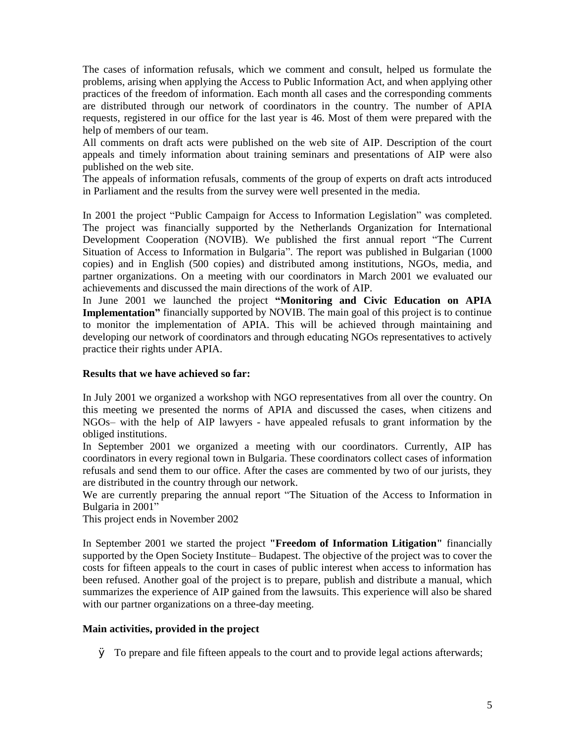The cases of information refusals, which we comment and consult, helped us formulate the problems, arising when applying the Access to Public Information Act, and when applying other practices of the freedom of information. Each month all cases and the corresponding comments are distributed through our network of coordinators in the country. The number of APIA requests, registered in our office for the last year is 46. Most of them were prepared with the help of members of our team.

All comments on draft acts were published on the web site of AIP. Description of the court appeals and timely information about training seminars and presentations of AIP were also published on the web site.

The appeals of information refusals, comments of the group of experts on draft acts introduced in Parliament and the results from the survey were well presented in the media.

In 2001 the project "Public Campaign for Access to Information Legislation" was completed. The project was financially supported by the Netherlands Organization for International Development Cooperation (NOVIB). We published the first annual report "The Current Situation of Access to Information in Bulgaria". The report was published in Bulgarian (1000 copies) and in English (500 copies) and distributed among institutions, NGOs, media, and partner organizations. On a meeting with our coordinators in March 2001 we evaluated our achievements and discussed the main directions of the work of AIP.

In June 2001 we launched the project **"Monitoring and Civic Education on APIA Implementation"** financially supported by NOVIB. The main goal of this project is to continue to monitor the implementation of APIA. This will be achieved through maintaining and developing our network of coordinators and through educating NGOs representatives to actively practice their rights under APIA.

**Results that we have achieved so far:**

In July 2001 we organized a workshop with NGO representatives from all over the country. On this meeting we presented the norms of APIA and discussed the cases, when citizens and NGOs– with the help of AIP lawyers - have appealed refusals to grant information by the obliged institutions.

In September 2001 we organized a meeting with our coordinators. Currently, AIP has coordinators in every regional town in Bulgaria. These coordinators collect cases of information refusals and send them to our office. After the cases are commented by two of our jurists, they are distributed in the country through our network.

We are currently preparing the annual report "The Situation of the Access to Information in Bulgaria in 2001"

This project ends in November 2002

In September 2001 we started the project **"Freedom of Information Litigation"** financially supported by the Open Society Institute– Budapest. The objective of the project was to cover the costs for fifteen appeals to the court in cases of public interest when access to information has been refused. Another goal of the project is to prepare, publish and distribute a manual, which summarizes the experience of AIP gained from the lawsuits. This experience will also be shared with our partner organizations on a three-day meeting.

**Main activities, provided in the project**

- To prepare and file fifteen appeals to the court and to provide legal actions afterwards;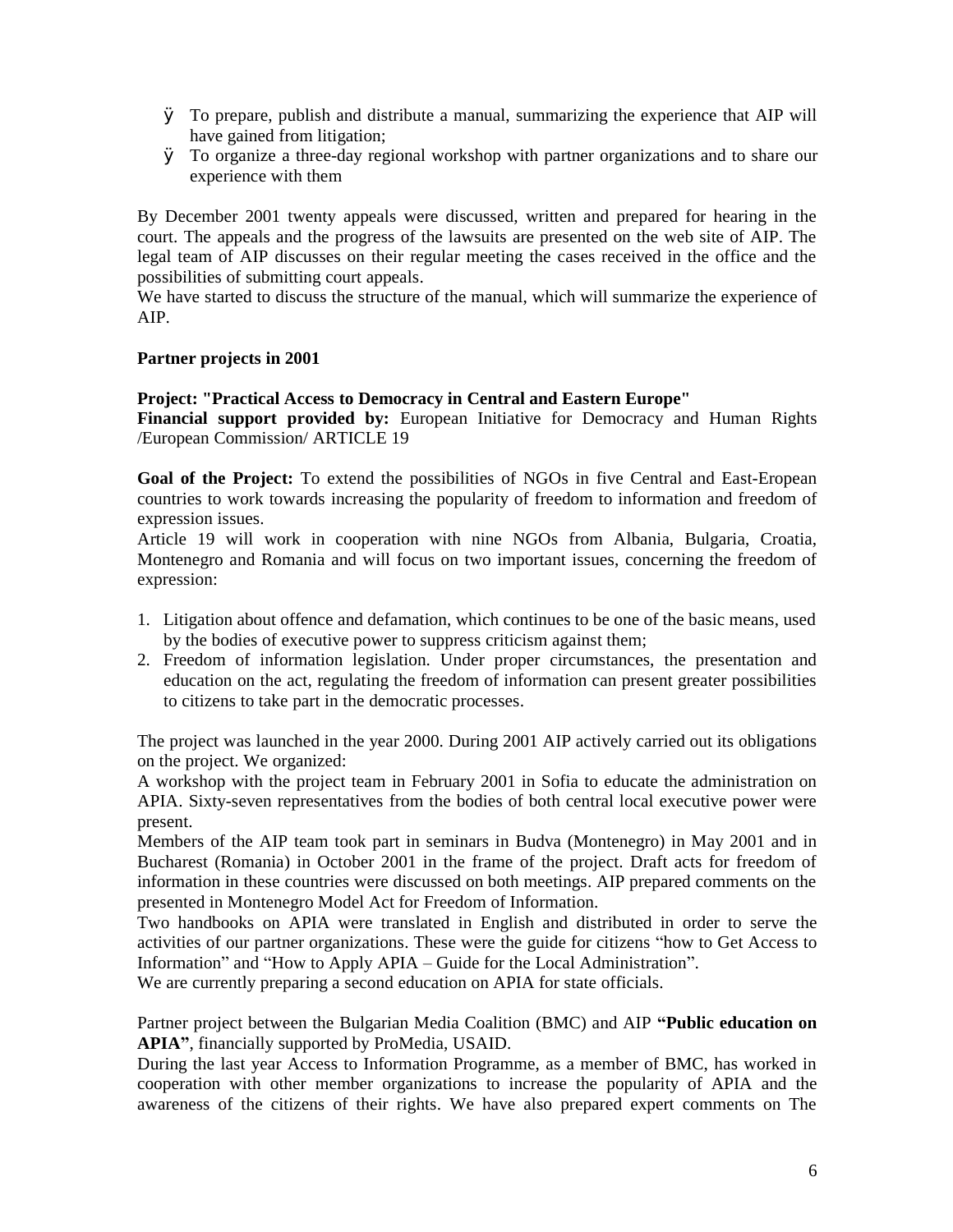- To prepare, publish and distribute a manual, summarizing the experience that AIP will have gained from litigation;
- To organize a three-day regional workshop with partner organizations and to share our experience with them

By December 2001 twenty appeals were discussed, written and prepared for hearing in the court. The appeals and the progress of the lawsuits are presented on the web site of AIP. The legal team of AIP discusses on their regular meeting the cases received in the office and the possibilities of submitting court appeals.
We have started to discuss the structure of the manual, which will summarize the experience of AIP.

**Partner projects in 2001**

**Project: "Practical Access to Democracy in Central and Eastern Europe"**
**Financial support provided by:** European Initiative for Democracy and Human Rights /European Commission/ ARTICLE 19

**Goal of the Project:** To extend the possibilities of NGOs in five Central and East-Eropean countries to work towards increasing the popularity of freedom to information and freedom of expression issues.
Article 19 will work in cooperation with nine NGOs from Albania, Bulgaria, Croatia, Montenegro and Romania and will focus on two important issues, concerning the freedom of expression:

1. Litigation about offence and defamation, which continues to be one of the basic means, used by the bodies of executive power to suppress criticism against them;
2. Freedom of information legislation. Under proper circumstances, the presentation and education on the act, regulating the freedom of information can present greater possibilities to citizens to take part in the democratic processes.

The project was launched in the year 2000. During 2001 AIP actively carried out its obligations on the project. We organized:
A workshop with the project team in February 2001 in Sofia to educate the administration on APIA. Sixty-seven representatives from the bodies of both central local executive power were present.
Members of the AIP team took part in seminars in Budva (Montenegro) in May 2001 and in Bucharest (Romania) in October 2001 in the frame of the project. Draft acts for freedom of information in these countries were discussed on both meetings. AIP prepared comments on the presented in Montenegro Model Act for Freedom of Information.
Two handbooks on APIA were translated in English and distributed in order to serve the activities of our partner organizations. These were the guide for citizens "how to Get Access to Information" and "How to Apply APIA – Guide for the Local Administration".
We are currently preparing a second education on APIA for state officials.

Partner project between the Bulgarian Media Coalition (BMC) and AIP **"Public education on APIA"**, financially supported by ProMedia, USAID.
During the last year Access to Information Programme, as a member of BMC, has worked in cooperation with other member organizations to increase the popularity of APIA and the awareness of the citizens of their rights. We have also prepared expert comments on The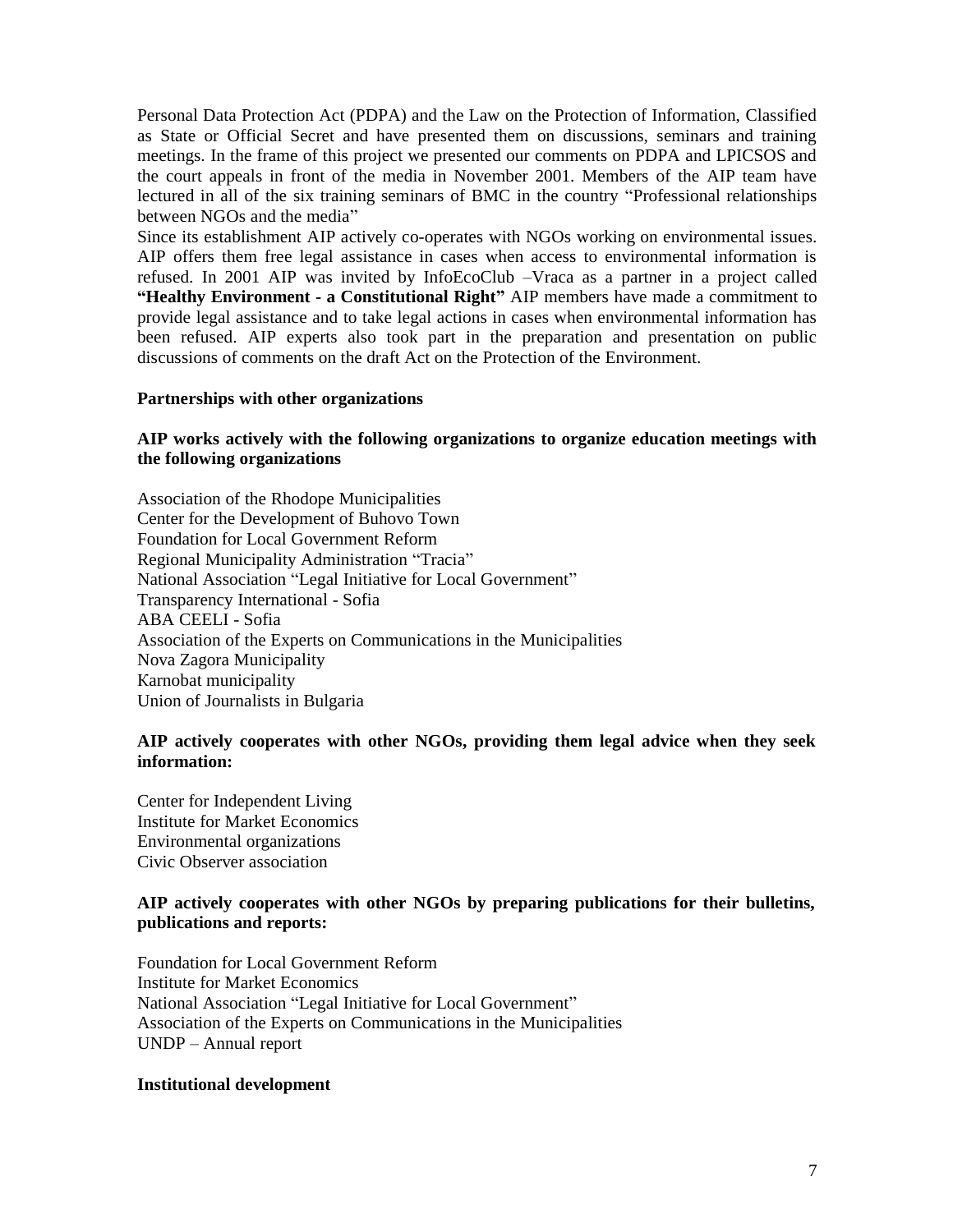Personal Data Protection Act (PDPA) and the Law on the Protection of Information, Classified as State or Official Secret and have presented them on discussions, seminars and training meetings. In the frame of this project we presented our comments on PDPA and LPICSOS and the court appeals in front of the media in November 2001. Members of the AIP team have lectured in all of the six training seminars of BMC in the country "Professional relationships between NGOs and the media"

Since its establishment AIP actively co-operates with NGOs working on environmental issues. AIP offers them free legal assistance in cases when access to environmental information is refused. In 2001 AIP was invited by InfoEcoClub –Vraca as a partner in a project called **"Healthy Environment - a Constitutional Right"** AIP members have made a commitment to provide legal assistance and to take legal actions in cases when environmental information has been refused. AIP experts also took part in the preparation and presentation on public discussions of comments on the draft Act on the Protection of the Environment.

**Partnerships with other organizations**

**AIP works actively with the following organizations to organize education meetings with the following organizations**

Association of the Rhodope Municipalities
Center for the Development of Buhovo Town
Foundation for Local Government Reform
Regional Municipality Administration "Tracia"
National Association "Legal Initiative for Local Government"
Transparency International - Sofia
ABA CEELI - Sofia
Association of the Experts on Communications in the Municipalities
Nova Zagora Municipality
Karnobat municipality
Union of Journalists in Bulgaria

**AIP actively cooperates with other NGOs, providing them legal advice when they seek information:**

Center for Independent Living
Institute for Market Economics
Environmental organizations
Civic Observer association

**AIP actively cooperates with other NGOs by preparing publications for their bulletins, publications and reports:**

Foundation for Local Government Reform
Institute for Market Economics
National Association "Legal Initiative for Local Government"
Association of the Experts on Communications in the Municipalities
UNDP – Annual report

**Institutional development**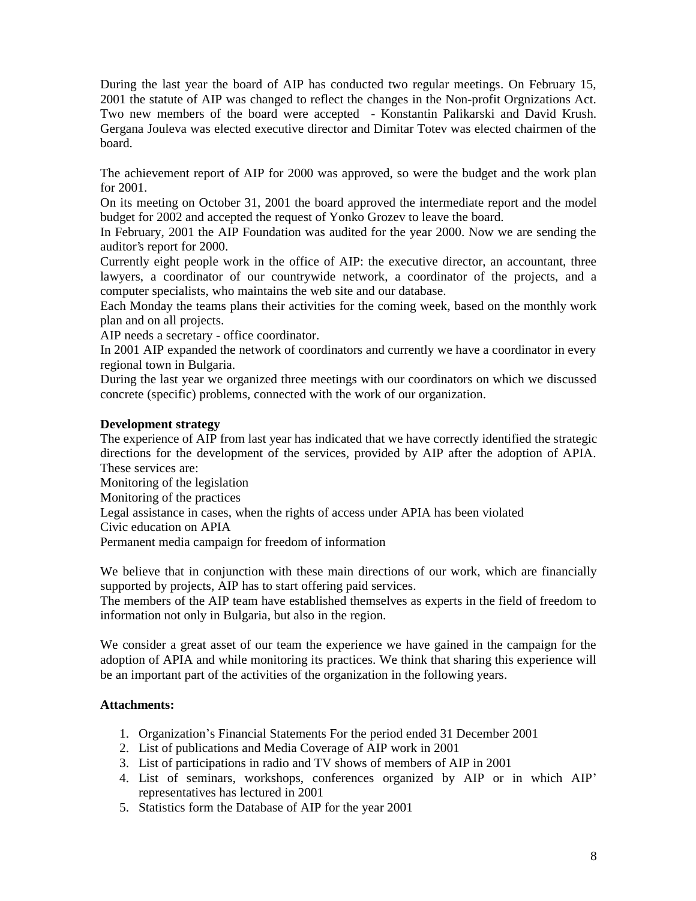During the last year the board of AIP has conducted two regular meetings. On February 15, 2001 the statute of AIP was changed to reflect the changes in the Non-profit Orgnizations Act. Two new members of the board were accepted - Konstantin Palikarski and David Krush. Gergana Jouleva was elected executive director and Dimitar Totev was elected chairmen of the board.

The achievement report of AIP for 2000 was approved, so were the budget and the work plan for 2001.

On its meeting on October 31, 2001 the board approved the intermediate report and the model budget for 2002 and accepted the request of Yonko Grozev to leave the board.

In February, 2001 the AIP Foundation was audited for the year 2000. Now we are sending the auditor's report for 2000.

Currently eight people work in the office of AIP: the executive director, an accountant, three lawyers, a coordinator of our countrywide network, a coordinator of the projects, and a computer specialists, who maintains the web site and our database.

Each Monday the teams plans their activities for the coming week, based on the monthly work plan and on all projects.

AIP needs a secretary - office coordinator.

In 2001 AIP expanded the network of coordinators and currently we have a coordinator in every regional town in Bulgaria.

During the last year we organized three meetings with our coordinators on which we discussed concrete (specific) problems, connected with the work of our organization.

**Development strategy**

The experience of AIP from last year has indicated that we have correctly identified the strategic directions for the development of the services, provided by AIP after the adoption of APIA. These services are:

Monitoring of the legislation

Monitoring of the practices

Legal assistance in cases, when the rights of access under APIA has been violated

Civic education on APIA

Permanent media campaign for freedom of information

We believe that in conjunction with these main directions of our work, which are financially supported by projects, AIP has to start offering paid services.

The members of the AIP team have established themselves as experts in the field of freedom to information not only in Bulgaria, but also in the region.

We consider a great asset of our team the experience we have gained in the campaign for the adoption of APIA and while monitoring its practices. We think that sharing this experience will be an important part of the activities of the organization in the following years.

**Attachments:**

1. Organization's Financial Statements For the period ended 31 December 2001
2. List of publications and Media Coverage of AIP work in 2001
3. List of participations in radio and TV shows of members of AIP in 2001
4. List of seminars, workshops, conferences organized by AIP or in which AIP' representatives has lectured in 2001
5. Statistics form the Database of AIP for the year 2001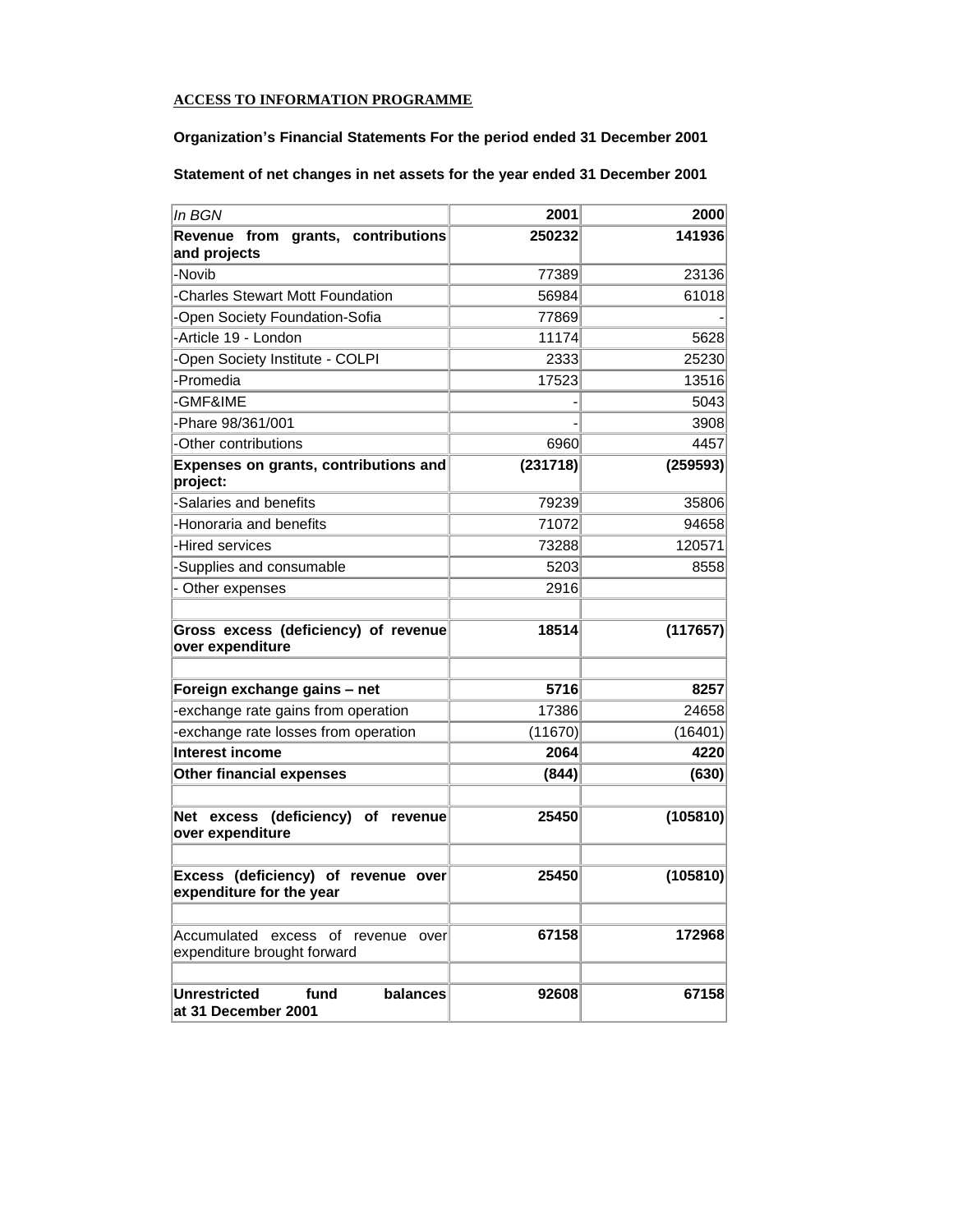**ACCESS TO INFORMATION PROGRAMME**

**Organization's Financial Statements For the period ended 31 December 2001**

**Statement of net changes in net assets for the year ended 31 December 2001**

| *In BGN* | 2001 | 2000 |
|---|---|---|
| **Revenue from grants, contributions and projects** | **250232** | **141936** |
| -Novib | 77389 | 23136 |
| -Charles Stewart Mott Foundation | 56984 | 61018 |
| -Open Society Foundation-Sofia | 77869 | - |
| -Article 19 - London | 11174 | 5628 |
| -Open Society Institute - COLPI | 2333 | 25230 |
| -Promedia | 17523 | 13516 |
| -GMF&IME | - | 5043 |
| -Phare 98/361/001 | - | 3908 |
| -Other contributions | 6960 | 4457 |
| **Expenses on grants, contributions and project:** | **(231718)** | **(259593)** |
| -Salaries and benefits | 79239 | 35806 |
| -Honoraria and benefits | 71072 | 94658 |
| -Hired services | 73288 | 120571 |
| -Supplies and consumable | 5203 | 8558 |
| - Other expenses | 2916 | |
| | | |
| **Gross excess (deficiency) of revenue over expenditure** | **18514** | **(117657)** |
| | | |
| **Foreign exchange gains – net** | **5716** | **8257** |
| -exchange rate gains from operation | 17386 | 24658 |
| -exchange rate losses from operation | (11670) | (16401) |
| **Interest income** | **2064** | **4220** |
| **Other financial expenses** | **(844)** | **(630)** |
| | | |
| **Net excess (deficiency) of revenue over expenditure** | **25450** | **(105810)** |
| | | |
| **Excess (deficiency) of revenue over expenditure for the year** | **25450** | **(105810)** |
| | | |
| Accumulated excess of revenue over expenditure brought forward | **67158** | **172968** |
| | | |
| **Unrestricted fund balances at 31 December 2001** | **92608** | **67158** |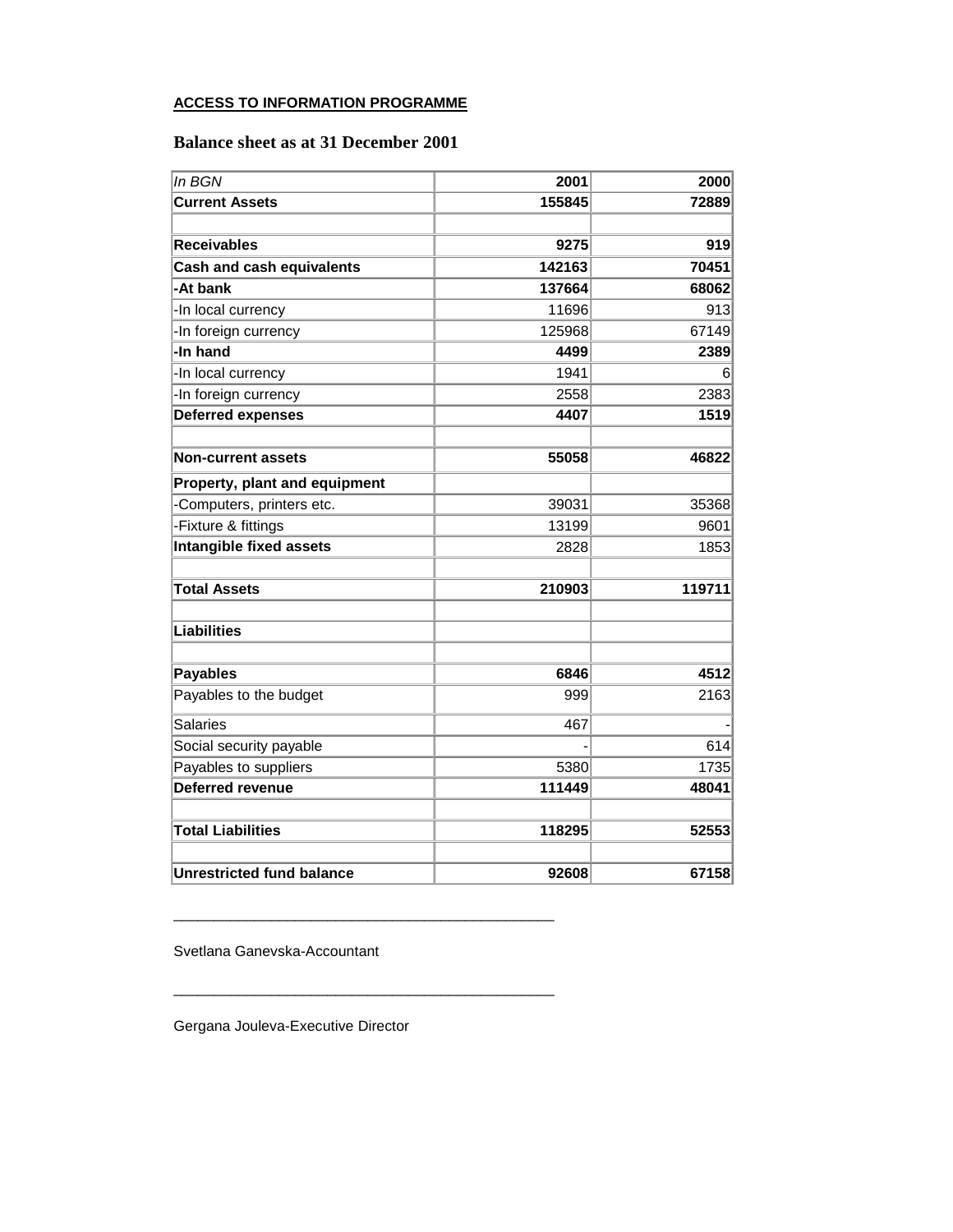**ACCESS TO INFORMATION PROGRAMME**

**Balance sheet as at 31 December 2001**

| *In BGN* | **2001** | **2000** |
|---|---|---|
| **Current Assets** | **155845** | **72889** |
| | | |
| **Receivables** | **9275** | **919** |
| **Cash and cash equivalents** | **142163** | **70451** |
| **-At bank** | **137664** | **68062** |
| -In local currency | 11696 | 913 |
| -In foreign currency | 125968 | 67149 |
| **-In hand** | **4499** | **2389** |
| -In local currency | 1941 | 6 |
| -In foreign currency | 2558 | 2383 |
| **Deferred expenses** | **4407** | **1519** |
| | | |
| **Non-current assets** | **55058** | **46822** |
| **Property, plant and equipment** | | |
| -Computers, printers etc. | 39031 | 35368 |
| -Fixture & fittings | 13199 | 9601 |
| **Intangible fixed assets** | 2828 | 1853 |
| | | |
| **Total Assets** | **210903** | **119711** |
| | | |
| **Liabilities** | | |
| | | |
| **Payables** | **6846** | **4512** |
| Payables to the budget | 999 | 2163 |
| Salaries | 467 | - |
| Social security payable | - | 614 |
| Payables to suppliers | 5380 | 1735 |
| **Deferred revenue** | **111449** | **48041** |
| | | |
| **Total Liabilities** | **118295** | **52553** |
| | | |
| **Unrestricted fund balance** | **92608** | **67158** |

_______________________________________________

Svetlana Ganevska-Accountant

_______________________________________________

Gergana Jouleva-Executive Director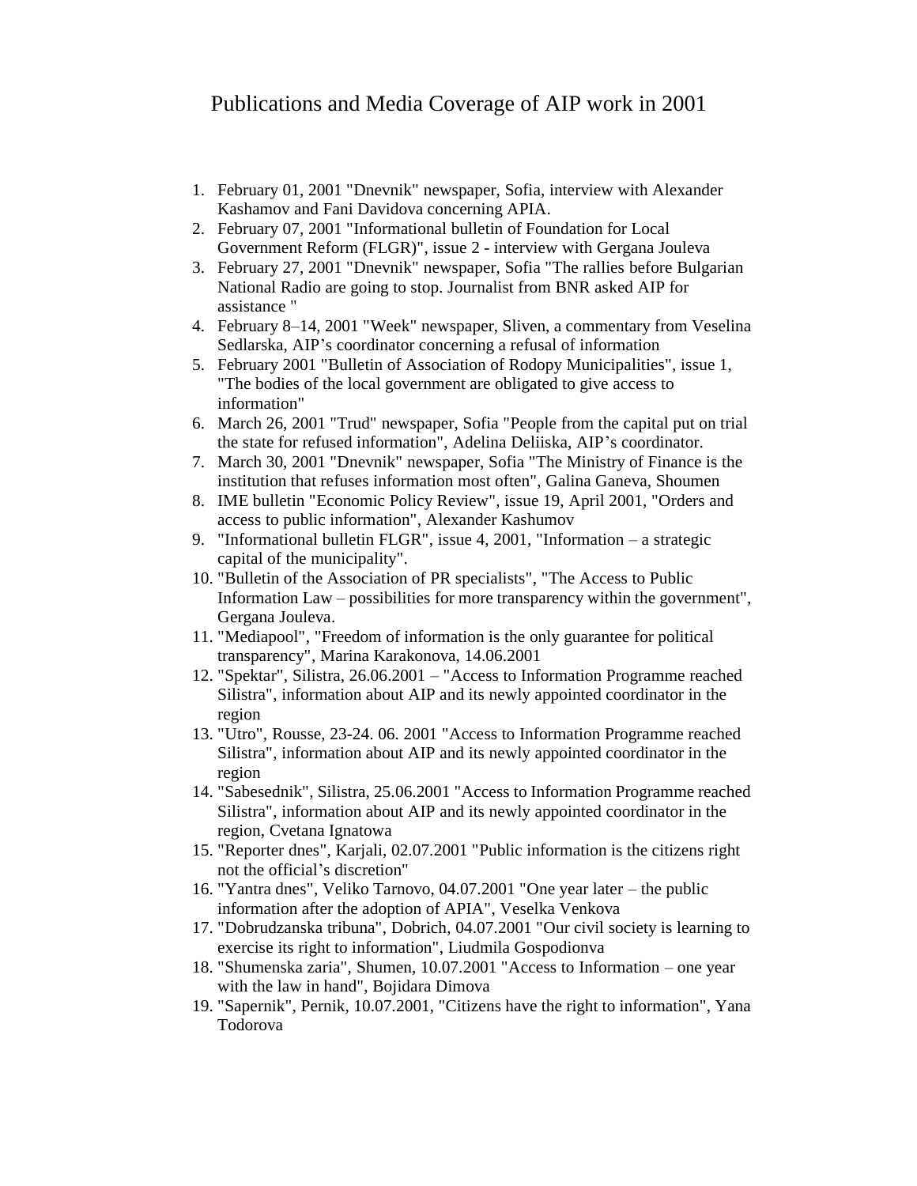# Publications and Media Coverage of AIP work in 2001

1. February 01, 2001 "Dnevnik" newspaper, Sofia, interview with Alexander Kashamov and Fani Davidova concerning APIA.
2. February 07, 2001 "Informational bulletin of Foundation for Local Government Reform (FLGR)", issue 2 - interview with Gergana Jouleva
3. February 27, 2001 "Dnevnik" newspaper, Sofia "The rallies before Bulgarian National Radio are going to stop. Journalist from BNR asked AIP for assistance "
4. February 8–14, 2001 "Week" newspaper, Sliven, a commentary from Veselina Sedlarska, AIP's coordinator concerning a refusal of information
5. February 2001 "Bulletin of Association of Rodopy Municipalities", issue 1, "The bodies of the local government are obligated to give access to information"
6. March 26, 2001 "Trud" newspaper, Sofia "People from the capital put on trial the state for refused information", Adelina Deliiska, AIP's coordinator.
7. March 30, 2001 "Dnevnik" newspaper, Sofia "The Ministry of Finance is the institution that refuses information most often", Galina Ganeva, Shoumen
8. IME bulletin "Economic Policy Review", issue 19, April 2001, "Orders and access to public information", Alexander Kashumov
9. "Informational bulletin FLGR", issue 4, 2001, "Information – a strategic capital of the municipality".
10. "Bulletin of the Association of PR specialists", "The Access to Public Information Law – possibilities for more transparency within the government", Gergana Jouleva.
11. "Mediapool", "Freedom of information is the only guarantee for political transparency", Marina Karakonova, 14.06.2001
12. "Spektar", Silistra, 26.06.2001 – "Access to Information Programme reached Silistra", information about AIP and its newly appointed coordinator in the region
13. "Utro", Rousse, 23-24. 06. 2001 "Access to Information Programme reached Silistra", information about AIP and its newly appointed coordinator in the region
14. "Sabesednik", Silistra, 25.06.2001 "Access to Information Programme reached Silistra", information about AIP and its newly appointed coordinator in the region, Cvetana Ignatowa
15. "Reporter dnes", Karjali, 02.07.2001 "Public information is the citizens right not the official's discretion"
16. "Yantra dnes", Veliko Tarnovo, 04.07.2001 "One year later – the public information after the adoption of APIA", Veselka Venkova
17. "Dobrudzanska tribuna", Dobrich, 04.07.2001 "Our civil society is learning to exercise its right to information", Liudmila Gospodionva
18. "Shumenska zaria", Shumen, 10.07.2001 "Access to Information – one year with the law in hand", Bojidara Dimova
19. "Sapernik", Pernik, 10.07.2001, "Citizens have the right to information", Yana Todorova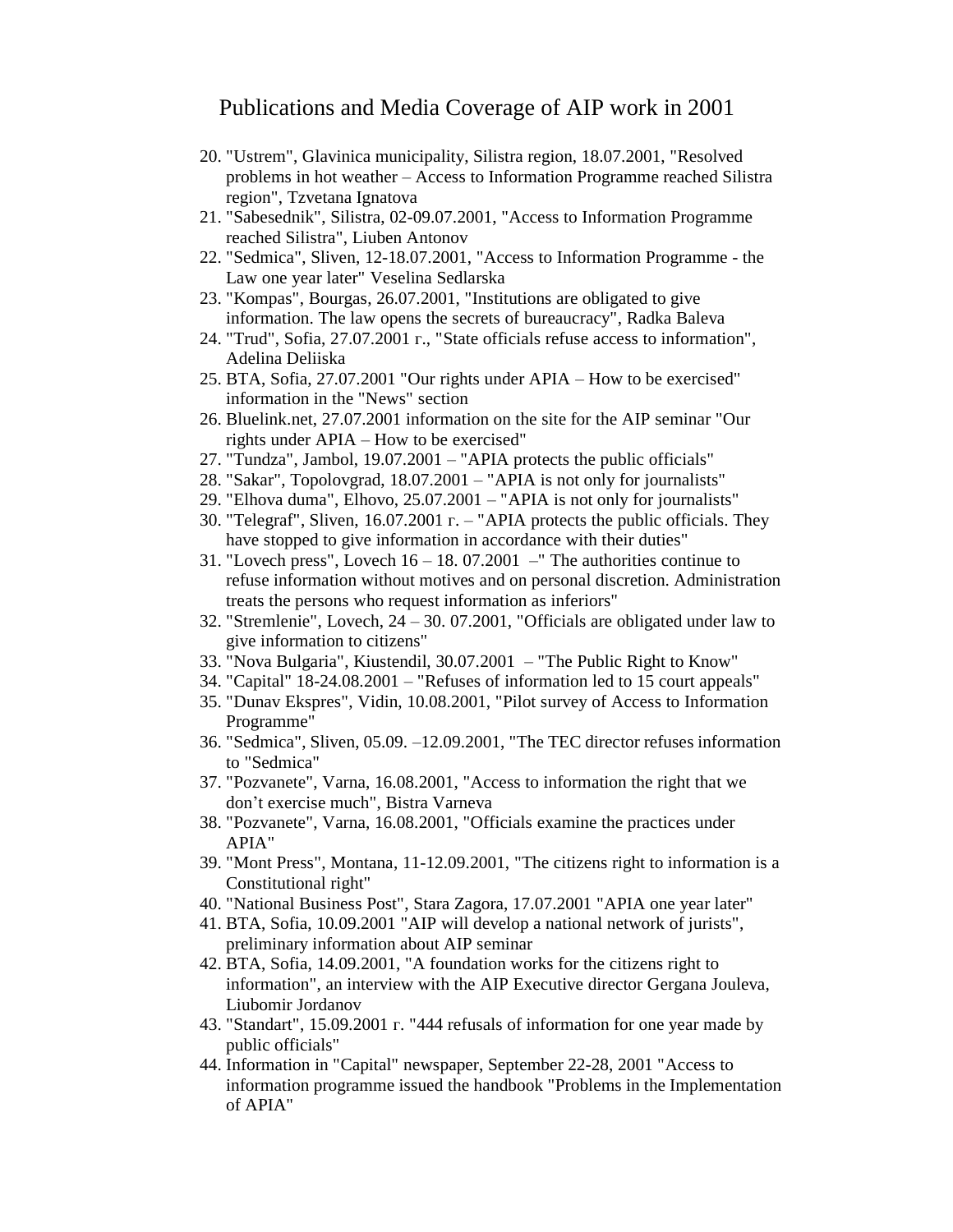# Publications and Media Coverage of AIP work in 2001

20. "Ustrem", Glavinica municipality, Silistra region, 18.07.2001, "Resolved problems in hot weather – Access to Information Programme reached Silistra region", Tzvetana Ignatova
21. "Sabesednik", Silistra, 02-09.07.2001, "Access to Information Programme reached Silistra", Liuben Antonov
22. "Sedmica", Sliven, 12-18.07.2001, "Access to Information Programme - the Law one year later" Veselina Sedlarska
23. "Kompas", Bourgas, 26.07.2001, "Institutions are obligated to give information. The law opens the secrets of bureaucracy", Radka Baleva
24. "Trud", Sofia, 27.07.2001 г., "State officials refuse access to information", Adelina Deliiska
25. BTA, Sofia, 27.07.2001 "Our rights under APIA – How to be exercised" information in the "News" section
26. Bluelink.net, 27.07.2001 information on the site for the AIP seminar "Our rights under APIA – How to be exercised"
27. "Tundza", Jambol, 19.07.2001 – "APIA protects the public officials"
28. "Sakar", Topolovgrad, 18.07.2001 – "APIA is not only for journalists"
29. "Elhova duma", Elhovo, 25.07.2001 – "APIA is not only for journalists"
30. "Telegraf", Sliven, 16.07.2001 г. – "APIA protects the public officials. They have stopped to give information in accordance with their duties"
31. "Lovech press", Lovech 16 – 18. 07.2001 –" The authorities continue to refuse information without motives and on personal discretion. Administration treats the persons who request information as inferiors"
32. "Stremlenie", Lovech, 24 – 30. 07.2001, "Officials are obligated under law to give information to citizens"
33. "Nova Bulgaria", Kiustendil, 30.07.2001 – "The Public Right to Know"
34. "Capital" 18-24.08.2001 – "Refuses of information led to 15 court appeals"
35. "Dunav Ekspres", Vidin, 10.08.2001, "Pilot survey of Access to Information Programme"
36. "Sedmica", Sliven, 05.09. –12.09.2001, "The TEC director refuses information to "Sedmica"
37. "Pozvanete", Varna, 16.08.2001, "Access to information the right that we don't exercise much", Bistra Varneva
38. "Pozvanete", Varna, 16.08.2001, "Officials examine the practices under APIA"
39. "Mont Press", Montana, 11-12.09.2001, "The citizens right to information is a Constitutional right"
40. "National Business Post", Stara Zagora, 17.07.2001 "APIA one year later"
41. BTA, Sofia, 10.09.2001 "AIP will develop a national network of jurists", preliminary information about AIP seminar
42. BTA, Sofia, 14.09.2001, "A foundation works for the citizens right to information", an interview with the AIP Executive director Gergana Jouleva, Liubomir Jordanov
43. "Standart", 15.09.2001 г. "444 refusals of information for one year made by public officials"
44. Information in "Capital" newspaper, September 22-28, 2001 "Access to information programme issued the handbook "Problems in the Implementation of APIA"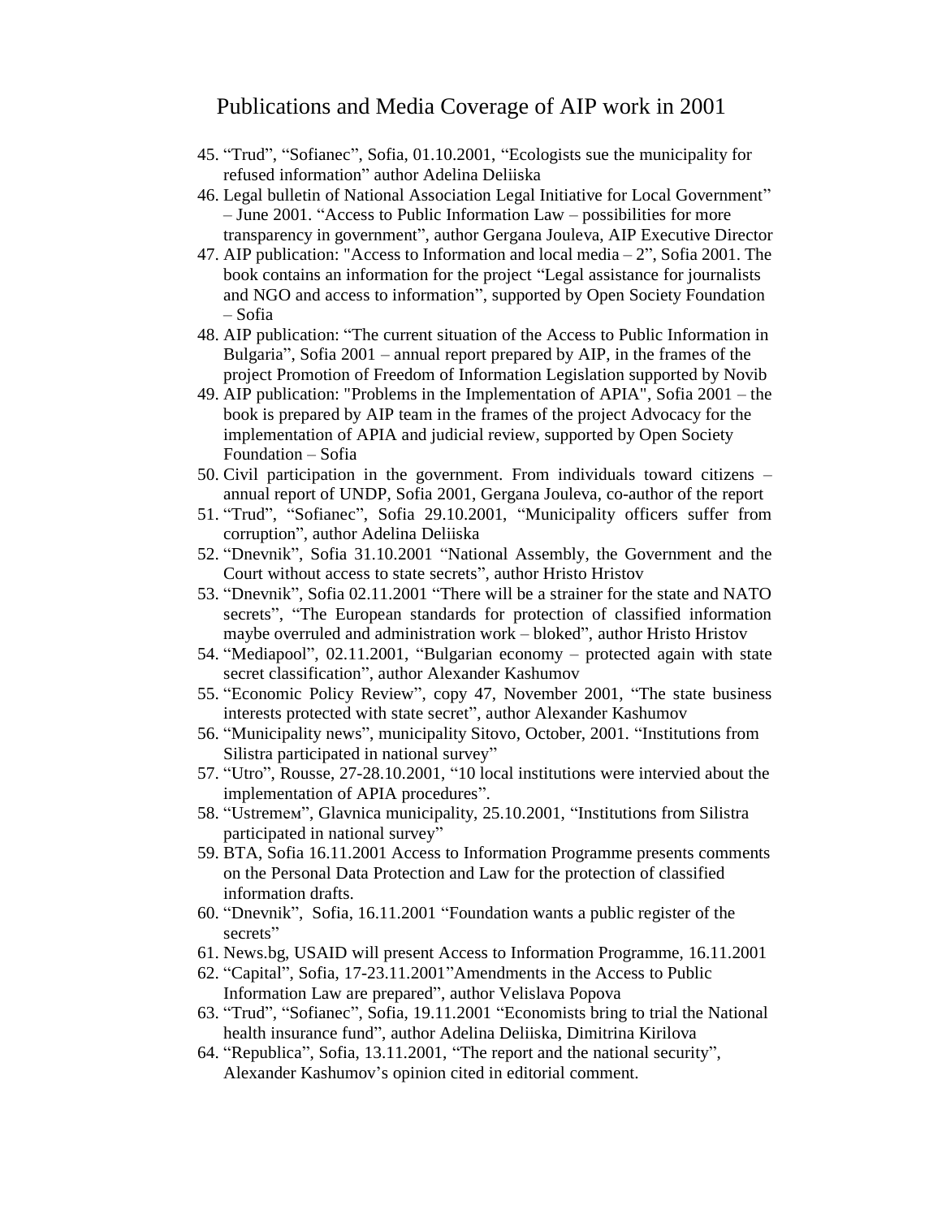# Publications and Media Coverage of AIP work in 2001

45. "Trud", "Sofianec", Sofia, 01.10.2001, "Ecologists sue the municipality for refused information" author Adelina Deliiska
46. Legal bulletin of National Association Legal Initiative for Local Government" – June 2001. "Access to Public Information Law – possibilities for more transparency in government", author Gergana Jouleva, AIP Executive Director
47. AIP publication: "Access to Information and local media – 2", Sofia 2001. The book contains an information for the project "Legal assistance for journalists and NGO and access to information", supported by Open Society Foundation – Sofia
48. AIP publication: "The current situation of the Access to Public Information in Bulgaria", Sofia 2001 – annual report prepared by AIP, in the frames of the project Promotion of Freedom of Information Legislation supported by Novib
49. AIP publication: "Problems in the Implementation of APIA", Sofia 2001 – the book is prepared by AIP team in the frames of the project Advocacy for the implementation of APIA and judicial review, supported by Open Society Foundation – Sofia
50. Civil participation in the government. From individuals toward citizens – annual report of UNDP, Sofia 2001, Gergana Jouleva, co-author of the report
51. "Trud", "Sofianec", Sofia 29.10.2001, "Municipality officers suffer from corruption", author Adelina Deliiska
52. "Dnevnik", Sofia 31.10.2001 "National Assembly, the Government and the Court without access to state secrets", author Hristo Hristov
53. "Dnevnik", Sofia 02.11.2001 "There will be a strainer for the state and NATO secrets", "The European standards for protection of classified information maybe overruled and administration work – bloked", author Hristo Hristov
54. "Mediapool", 02.11.2001, "Bulgarian economy – protected again with state secret classification", author Alexander Kashumov
55. "Economic Policy Review", copy 47, November 2001, "The state business interests protected with state secret", author Alexander Kashumov
56. "Municipality news", municipality Sitovo, October, 2001. "Institutions from Silistra participated in national survey"
57. "Utro", Rousse, 27-28.10.2001, "10 local institutions were intervied about the implementation of APIA procedures".
58. "Ustremeм", Glavnica municipality, 25.10.2001, "Institutions from Silistra participated in national survey"
59. BTA, Sofia 16.11.2001 Access to Information Programme presents comments on the Personal Data Protection and Law for the protection of classified information drafts.
60. "Dnevnik", Sofia, 16.11.2001 "Foundation wants a public register of the secrets"
61. News.bg, USAID will present Access to Information Programme, 16.11.2001
62. "Capital", Sofia, 17-23.11.2001"Amendments in the Access to Public Information Law are prepared", author Velislava Popova
63. "Trud", "Sofianec", Sofia, 19.11.2001 "Economists bring to trial the National health insurance fund", author Adelina Deliiska, Dimitrina Kirilova
64. "Republica", Sofia, 13.11.2001, "The report and the national security", Alexander Kashumov's opinion cited in editorial comment.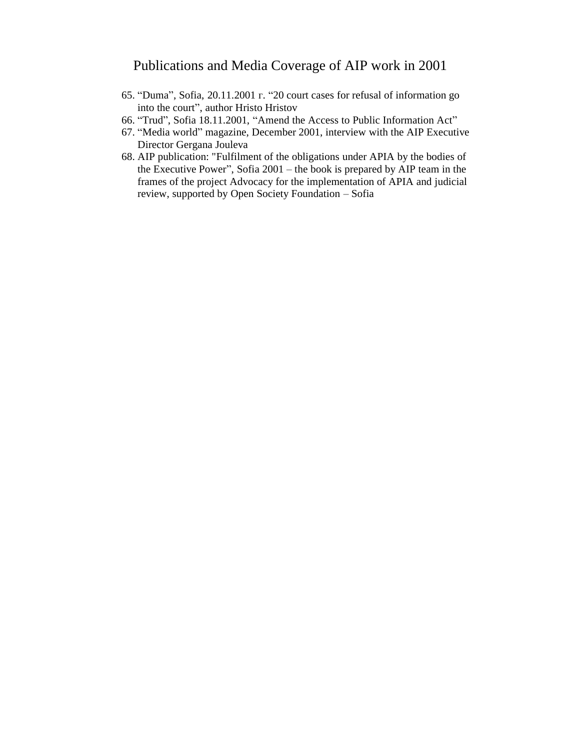# Publications and Media Coverage of AIP work in 2001

65. “Duma”, Sofia, 20.11.2001 г. “20 court cases for refusal of information go into the court”, author Hristo Hristov
66. “Trud”, Sofia 18.11.2001, “Amend the Access to Public Information Act”
67. “Media world” magazine, December 2001, interview with the AIP Executive Director Gergana Jouleva
68. AIP publication: "Fulfilment of the obligations under APIA by the bodies of the Executive Power”, Sofia 2001 – the book is prepared by AIP team in the frames of the project Advocacy for the implementation of APIA and judicial review, supported by Open Society Foundation – Sofia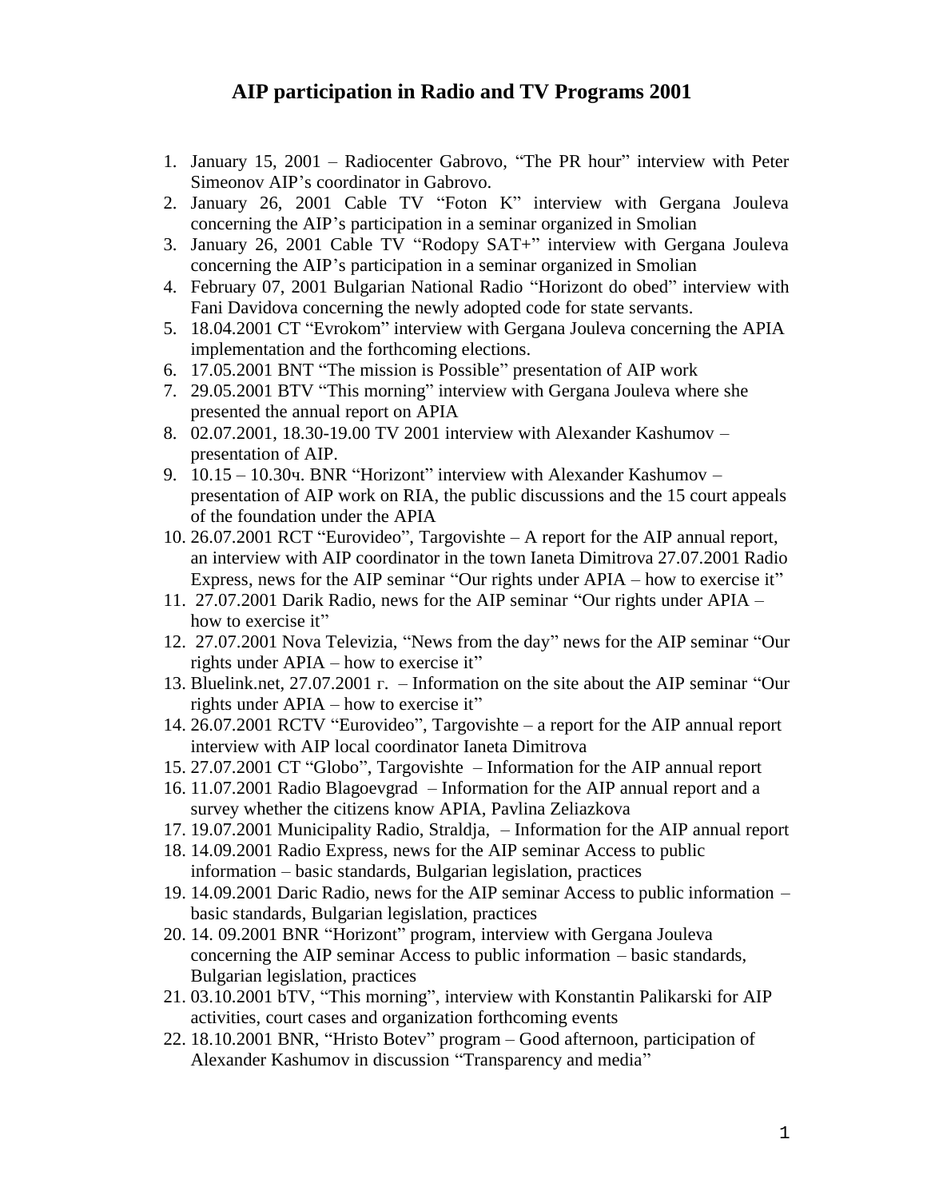# AIP participation in Radio and TV Programs 2001

1. January 15, 2001 – Radiocenter Gabrovo, "The PR hour" interview with Peter Simeonov AIP's coordinator in Gabrovo.
2. January 26, 2001 Cable TV "Foton K" interview with Gergana Jouleva concerning the AIP's participation in a seminar organized in Smolian
3. January 26, 2001 Cable TV "Rodopy SAT+" interview with Gergana Jouleva concerning the AIP's participation in a seminar organized in Smolian
4. February 07, 2001 Bulgarian National Radio "Horizont do obed" interview with Fani Davidova concerning the newly adopted code for state servants.
5. 18.04.2001 CT "Evrokom" interview with Gergana Jouleva concerning the APIA implementation and the forthcoming elections.
6. 17.05.2001 BNT "The mission is Possible" presentation of AIP work
7. 29.05.2001 BTV "This morning" interview with Gergana Jouleva where she presented the annual report on APIA
8. 02.07.2001, 18.30-19.00 TV 2001 interview with Alexander Kashumov – presentation of AIP.
9. 10.15 – 10.30ч. BNR "Horizont" interview with Alexander Kashumov – presentation of AIP work on RIA, the public discussions and the 15 court appeals of the foundation under the APIA
10. 26.07.2001 RCT "Eurovideo", Targovishte – A report for the AIP annual report, an interview with AIP coordinator in the town Ianeta Dimitrova 27.07.2001 Radio Express, news for the AIP seminar "Our rights under APIA – how to exercise it"
11. 27.07.2001 Darik Radio, news for the AIP seminar "Our rights under APIA – how to exercise it"
12. 27.07.2001 Nova Televizia, "News from the day" news for the AIP seminar "Our rights under APIA – how to exercise it"
13. Bluelink.net, 27.07.2001 г. – Information on the site about the AIP seminar "Our rights under APIA – how to exercise it"
14. 26.07.2001 RCTV "Eurovideo", Targovishte – a report for the AIP annual report interview with AIP local coordinator Ianeta Dimitrova
15. 27.07.2001 CT "Globo", Targovishte – Information for the AIP annual report
16. 11.07.2001 Radio Blagoevgrad – Information for the AIP annual report and a survey whether the citizens know APIA, Pavlina Zeliazkova
17. 19.07.2001 Municipality Radio, Straldja, – Information for the AIP annual report
18. 14.09.2001 Radio Express, news for the AIP seminar Access to public information – basic standards, Bulgarian legislation, practices
19. 14.09.2001 Daric Radio, news for the AIP seminar Access to public information – basic standards, Bulgarian legislation, practices
20. 14. 09.2001 BNR "Horizont" program, interview with Gergana Jouleva concerning the AIP seminar Access to public information – basic standards, Bulgarian legislation, practices
21. 03.10.2001 bTV, "This morning", interview with Konstantin Palikarski for AIP activities, court cases and organization forthcoming events
22. 18.10.2001 BNR, "Hristo Botev" program – Good afternoon, participation of Alexander Kashumov in discussion "Transparency and media"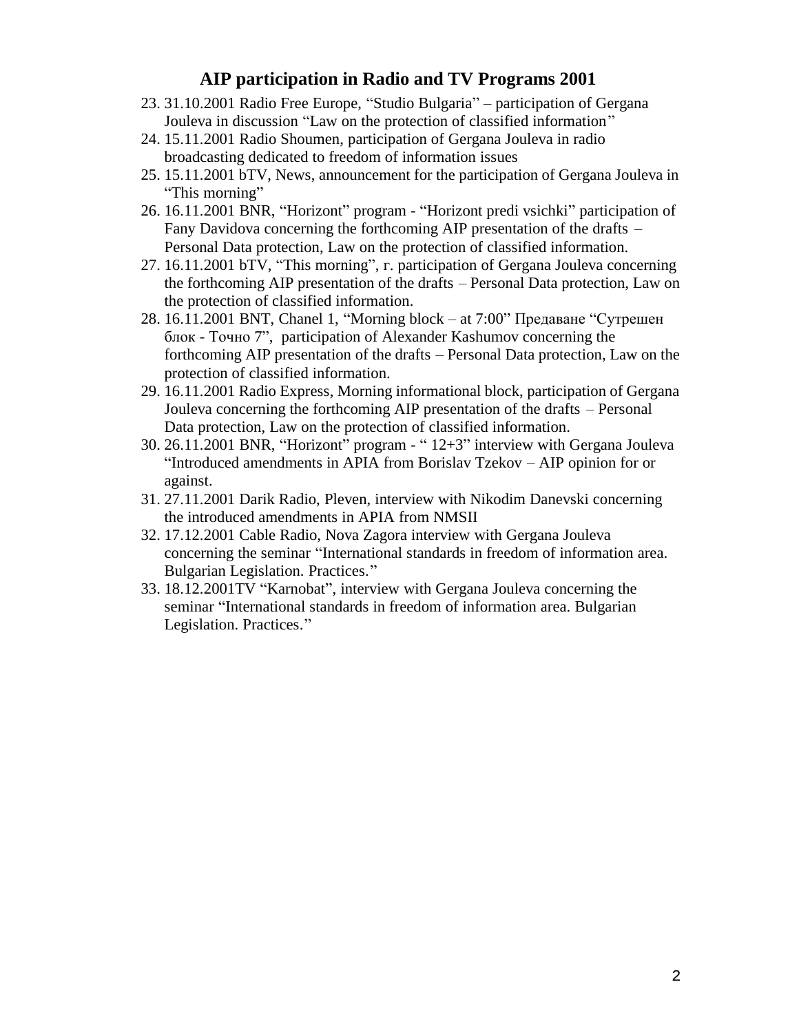## AIP participation in Radio and TV Programs 2001

23. 31.10.2001 Radio Free Europe, “Studio Bulgaria” – participation of Gergana Jouleva in discussion “Law on the protection of classified information”
24. 15.11.2001 Radio Shoumen, participation of Gergana Jouleva in radio broadcasting dedicated to freedom of information issues
25. 15.11.2001 bTV, News, announcement for the participation of Gergana Jouleva in “This morning”
26. 16.11.2001 BNR, “Horizont” program - “Horizont predi vsichki” participation of Fany Davidova concerning the forthcoming AIP presentation of the drafts – Personal Data protection, Law on the protection of classified information.
27. 16.11.2001 bTV, “This morning”, г. participation of Gergana Jouleva concerning the forthcoming AIP presentation of the drafts – Personal Data protection, Law on the protection of classified information.
28. 16.11.2001 BNT, Chanel 1, “Morning block – at 7:00” Предаване “Сутрешен блок - Точно 7”, participation of Alexander Kashumov concerning the forthcoming AIP presentation of the drafts – Personal Data protection, Law on the protection of classified information.
29. 16.11.2001 Radio Express, Morning informational block, participation of Gergana Jouleva concerning the forthcoming AIP presentation of the drafts – Personal Data protection, Law on the protection of classified information.
30. 26.11.2001 BNR, “Horizont” program - “ 12+3” interview with Gergana Jouleva “Introduced amendments in APIA from Borislav Tzekov – AIP opinion for or against.
31. 27.11.2001 Darik Radio, Pleven, interview with Nikodim Danevski concerning the introduced amendments in APIA from NMSII
32. 17.12.2001 Cable Radio, Nova Zagora interview with Gergana Jouleva concerning the seminar “International standards in freedom of information area. Bulgarian Legislation. Practices.”
33. 18.12.2001TV “Karnobat”, interview with Gergana Jouleva concerning the seminar “International standards in freedom of information area. Bulgarian Legislation. Practices.”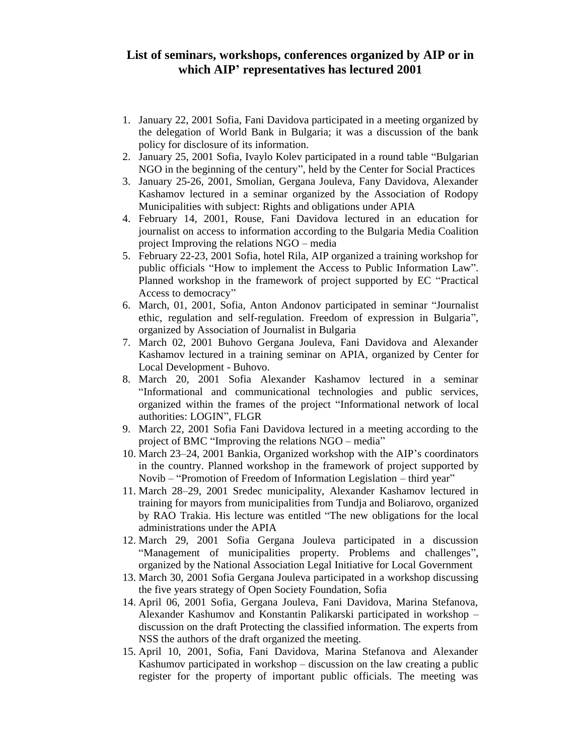## List of seminars, workshops, conferences organized by AIP or in which AIP' representatives has lectured 2001

1. January 22, 2001 Sofia, Fani Davidova participated in a meeting organized by the delegation of World Bank in Bulgaria; it was a discussion of the bank policy for disclosure of its information.
2. January 25, 2001 Sofia, Ivaylo Kolev participated in a round table "Bulgarian NGO in the beginning of the century", held by the Center for Social Practices
3. January 25-26, 2001, Smolian, Gergana Jouleva, Fany Davidova, Alexander Kashamov lectured in a seminar organized by the Association of Rodopy Municipalities with subject: Rights and obligations under APIA
4. February 14, 2001, Rouse, Fani Davidova lectured in an education for journalist on access to information according to the Bulgaria Media Coalition project Improving the relations NGO – media
5. February 22-23, 2001 Sofia, hotel Rila, AIP organized a training workshop for public officials "How to implement the Access to Public Information Law". Planned workshop in the framework of project supported by EC "Practical Access to democracy"
6. March, 01, 2001, Sofia, Anton Andonov participated in seminar "Journalist ethic, regulation and self-regulation. Freedom of expression in Bulgaria", organized by Association of Journalist in Bulgaria
7. March 02, 2001 Buhovo Gergana Jouleva, Fani Davidova and Alexander Kashamov lectured in a training seminar on APIA, organized by Center for Local Development - Buhovo.
8. March 20, 2001 Sofia Alexander Kashamov lectured in a seminar "Informational and communicational technologies and public services, organized within the frames of the project "Informational network of local authorities: LOGIN", FLGR
9. March 22, 2001 Sofia Fani Davidova lectured in a meeting according to the project of BMC "Improving the relations NGO – media"
10. March 23–24, 2001 Bankia, Organized workshop with the AIP's coordinators in the country. Planned workshop in the framework of project supported by Novib – "Promotion of Freedom of Information Legislation – third year"
11. March 28–29, 2001 Sredec municipality, Alexander Kashamov lectured in training for mayors from municipalities from Tundja and Boliarovo, organized by RAO Trakia. His lecture was entitled "The new obligations for the local administrations under the APIA
12. March 29, 2001 Sofia Gergana Jouleva participated in a discussion "Management of municipalities property. Problems and challenges", organized by the National Association Legal Initiative for Local Government
13. March 30, 2001 Sofia Gergana Jouleva participated in a workshop discussing the five years strategy of Open Society Foundation, Sofia
14. April 06, 2001 Sofia, Gergana Jouleva, Fani Davidova, Marina Stefanova, Alexander Kashumov and Konstantin Palikarski participated in workshop – discussion on the draft Protecting the classified information. The experts from NSS the authors of the draft organized the meeting.
15. April 10, 2001, Sofia, Fani Davidova, Marina Stefanova and Alexander Kashumov participated in workshop – discussion on the law creating a public register for the property of important public officials. The meeting was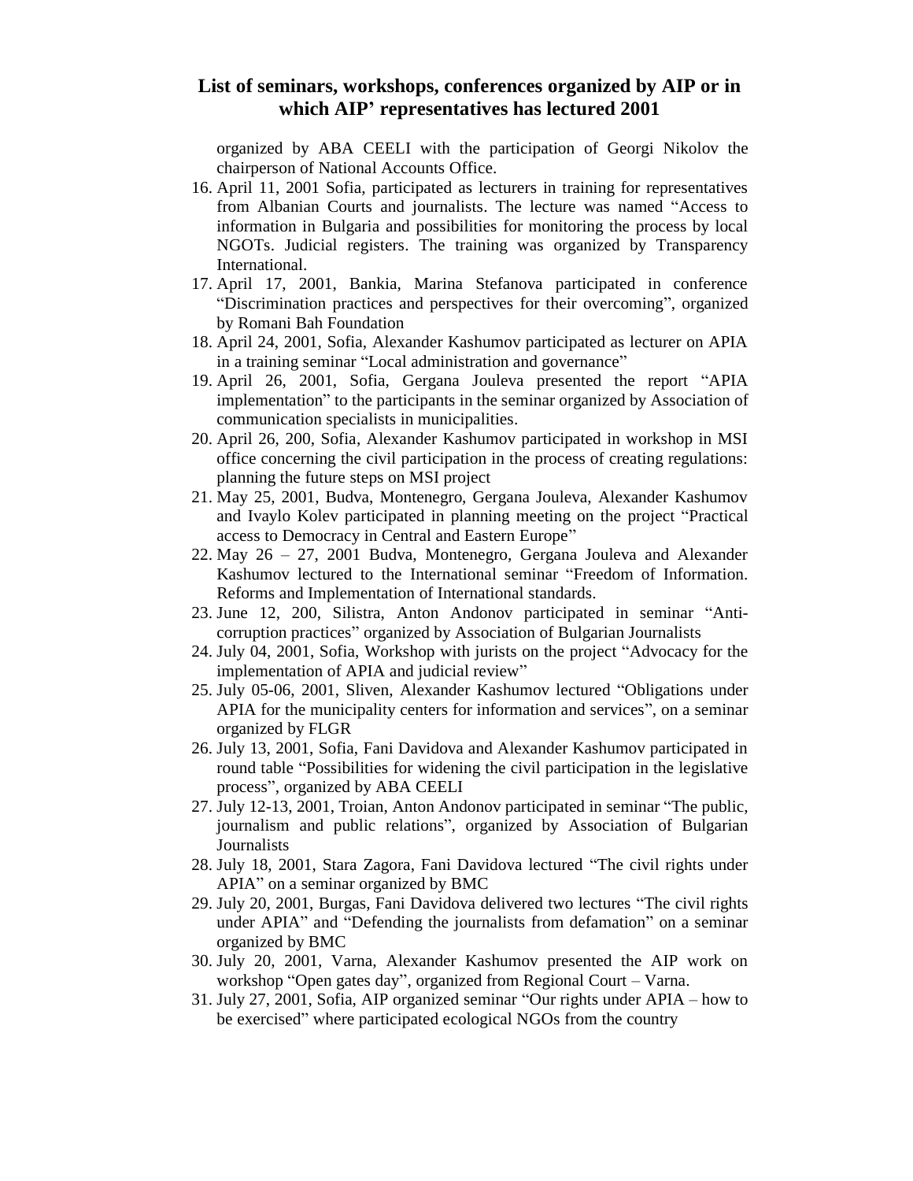# List of seminars, workshops, conferences organized by AIP or in which AIP' representatives has lectured 2001

organized by ABA CEELI with the participation of Georgi Nikolov the chairperson of National Accounts Office.

16. April 11, 2001 Sofia, participated as lecturers in training for representatives from Albanian Courts and journalists. The lecture was named "Access to information in Bulgaria and possibilities for monitoring the process by local NGOTs. Judicial registers. The training was organized by Transparency International.
17. April 17, 2001, Bankia, Marina Stefanova participated in conference "Discrimination practices and perspectives for their overcoming", organized by Romani Bah Foundation
18. April 24, 2001, Sofia, Alexander Kashumov participated as lecturer on APIA in a training seminar "Local administration and governance"
19. April 26, 2001, Sofia, Gergana Jouleva presented the report "APIA implementation" to the participants in the seminar organized by Association of communication specialists in municipalities.
20. April 26, 200, Sofia, Alexander Kashumov participated in workshop in MSI office concerning the civil participation in the process of creating regulations: planning the future steps on MSI project
21. May 25, 2001, Budva, Montenegro, Gergana Jouleva, Alexander Kashumov and Ivaylo Kolev participated in planning meeting on the project "Practical access to Democracy in Central and Eastern Europe"
22. May 26 – 27, 2001 Budva, Montenegro, Gergana Jouleva and Alexander Kashumov lectured to the International seminar "Freedom of Information. Reforms and Implementation of International standards.
23. June 12, 200, Silistra, Anton Andonov participated in seminar "Anti-corruption practices" organized by Association of Bulgarian Journalists
24. July 04, 2001, Sofia, Workshop with jurists on the project "Advocacy for the implementation of APIA and judicial review"
25. July 05-06, 2001, Sliven, Alexander Kashumov lectured "Obligations under APIA for the municipality centers for information and services", on a seminar organized by FLGR
26. July 13, 2001, Sofia, Fani Davidova and Alexander Kashumov participated in round table "Possibilities for widening the civil participation in the legislative process", organized by ABA CEELI
27. July 12-13, 2001, Troian, Anton Andonov participated in seminar "The public, journalism and public relations", organized by Association of Bulgarian Journalists
28. July 18, 2001, Stara Zagora, Fani Davidova lectured "The civil rights under APIA" on a seminar organized by BMC
29. July 20, 2001, Burgas, Fani Davidova delivered two lectures "The civil rights under APIA" and "Defending the journalists from defamation" on a seminar organized by BMC
30. July 20, 2001, Varna, Alexander Kashumov presented the AIP work on workshop "Open gates day", organized from Regional Court – Varna.
31. July 27, 2001, Sofia, AIP organized seminar "Our rights under APIA – how to be exercised" where participated ecological NGOs from the country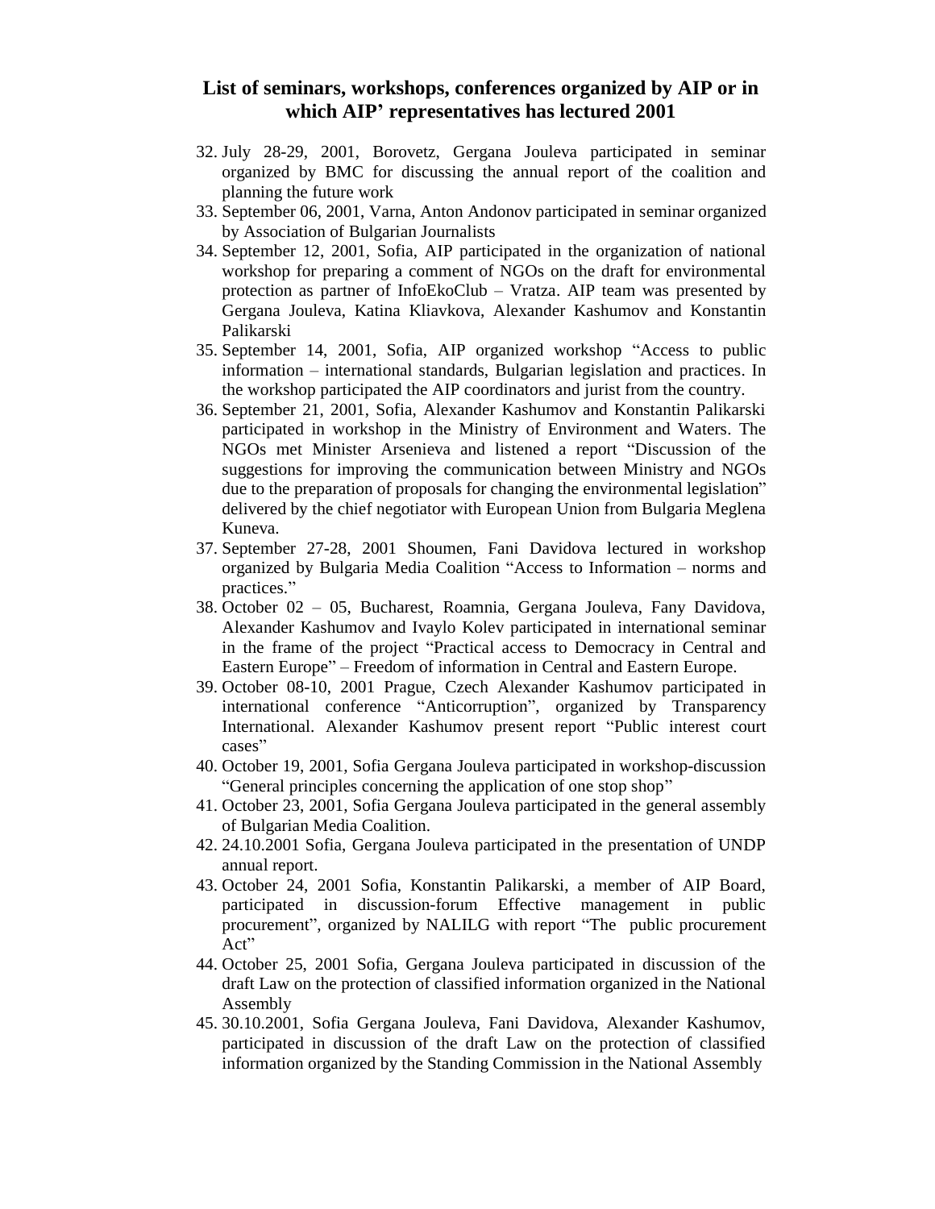## List of seminars, workshops, conferences organized by AIP or in which AIP' representatives has lectured 2001

32. July 28-29, 2001, Borovetz, Gergana Jouleva participated in seminar organized by BMC for discussing the annual report of the coalition and planning the future work
33. September 06, 2001, Varna, Anton Andonov participated in seminar organized by Association of Bulgarian Journalists
34. September 12, 2001, Sofia, AIP participated in the organization of national workshop for preparing a comment of NGOs on the draft for environmental protection as partner of InfoEkoClub – Vratza. AIP team was presented by Gergana Jouleva, Katina Kliavkova, Alexander Kashumov and Konstantin Palikarski
35. September 14, 2001, Sofia, AIP organized workshop "Access to public information – international standards, Bulgarian legislation and practices. In the workshop participated the AIP coordinators and jurist from the country.
36. September 21, 2001, Sofia, Alexander Kashumov and Konstantin Palikarski participated in workshop in the Ministry of Environment and Waters. The NGOs met Minister Arsenieva and listened a report "Discussion of the suggestions for improving the communication between Ministry and NGOs due to the preparation of proposals for changing the environmental legislation" delivered by the chief negotiator with European Union from Bulgaria Meglena Kuneva.
37. September 27-28, 2001 Shoumen, Fani Davidova lectured in workshop organized by Bulgaria Media Coalition "Access to Information – norms and practices."
38. October 02 – 05, Bucharest, Roamnia, Gergana Jouleva, Fany Davidova, Alexander Kashumov and Ivaylo Kolev participated in international seminar in the frame of the project "Practical access to Democracy in Central and Eastern Europe" – Freedom of information in Central and Eastern Europe.
39. October 08-10, 2001 Prague, Czech Alexander Kashumov participated in international conference "Anticorruption", organized by Transparency International. Alexander Kashumov present report "Public interest court cases"
40. October 19, 2001, Sofia Gergana Jouleva participated in workshop-discussion "General principles concerning the application of one stop shop"
41. October 23, 2001, Sofia Gergana Jouleva participated in the general assembly of Bulgarian Media Coalition.
42. 24.10.2001 Sofia, Gergana Jouleva participated in the presentation of UNDP annual report.
43. October 24, 2001 Sofia, Konstantin Palikarski, a member of AIP Board, participated in discussion-forum Effective management in public procurement", organized by NALILG with report "The public procurement Act"
44. October 25, 2001 Sofia, Gergana Jouleva participated in discussion of the draft Law on the protection of classified information organized in the National Assembly
45. 30.10.2001, Sofia Gergana Jouleva, Fani Davidova, Alexander Kashumov, participated in discussion of the draft Law on the protection of classified information organized by the Standing Commission in the National Assembly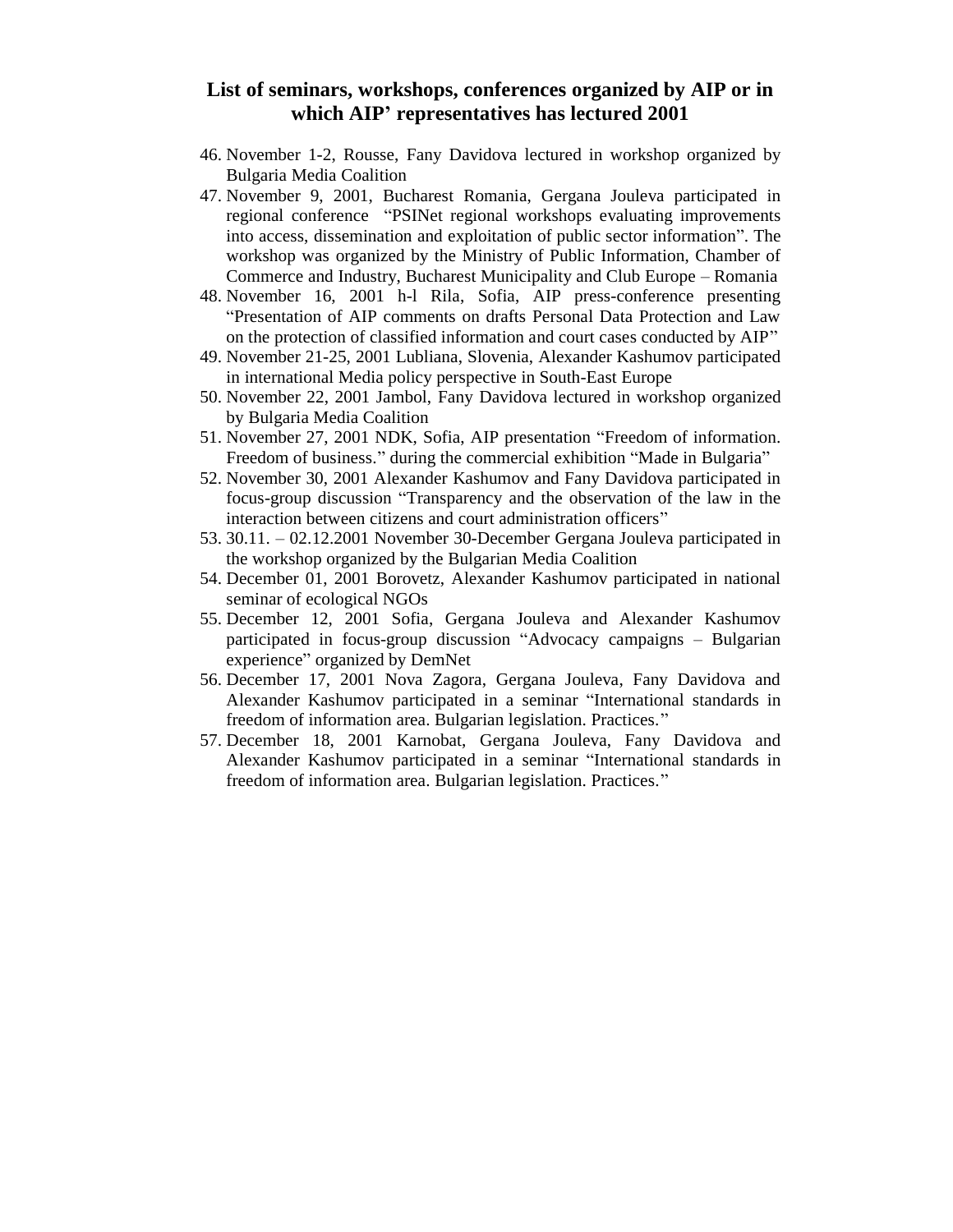## List of seminars, workshops, conferences organized by AIP or in which AIP' representatives has lectured 2001

46. November 1-2, Rousse, Fany Davidova lectured in workshop organized by Bulgaria Media Coalition
47. November 9, 2001, Bucharest Romania, Gergana Jouleva participated in regional conference "PSINet regional workshops evaluating improvements into access, dissemination and exploitation of public sector information". The workshop was organized by the Ministry of Public Information, Chamber of Commerce and Industry, Bucharest Municipality and Club Europe – Romania
48. November 16, 2001 h-l Rila, Sofia, AIP press-conference presenting "Presentation of AIP comments on drafts Personal Data Protection and Law on the protection of classified information and court cases conducted by AIP"
49. November 21-25, 2001 Lubliana, Slovenia, Alexander Kashumov participated in international Media policy perspective in South-East Europe
50. November 22, 2001 Jambol, Fany Davidova lectured in workshop organized by Bulgaria Media Coalition
51. November 27, 2001 NDK, Sofia, AIP presentation "Freedom of information. Freedom of business." during the commercial exhibition "Made in Bulgaria"
52. November 30, 2001 Alexander Kashumov and Fany Davidova participated in focus-group discussion "Transparency and the observation of the law in the interaction between citizens and court administration officers"
53. 30.11. – 02.12.2001 November 30-December Gergana Jouleva participated in the workshop organized by the Bulgarian Media Coalition
54. December 01, 2001 Borovetz, Alexander Kashumov participated in national seminar of ecological NGOs
55. December 12, 2001 Sofia, Gergana Jouleva and Alexander Kashumov participated in focus-group discussion "Advocacy campaigns – Bulgarian experience" organized by DemNet
56. December 17, 2001 Nova Zagora, Gergana Jouleva, Fany Davidova and Alexander Kashumov participated in a seminar "International standards in freedom of information area. Bulgarian legislation. Practices."
57. December 18, 2001 Karnobat, Gergana Jouleva, Fany Davidova and Alexander Kashumov participated in a seminar "International standards in freedom of information area. Bulgarian legislation. Practices."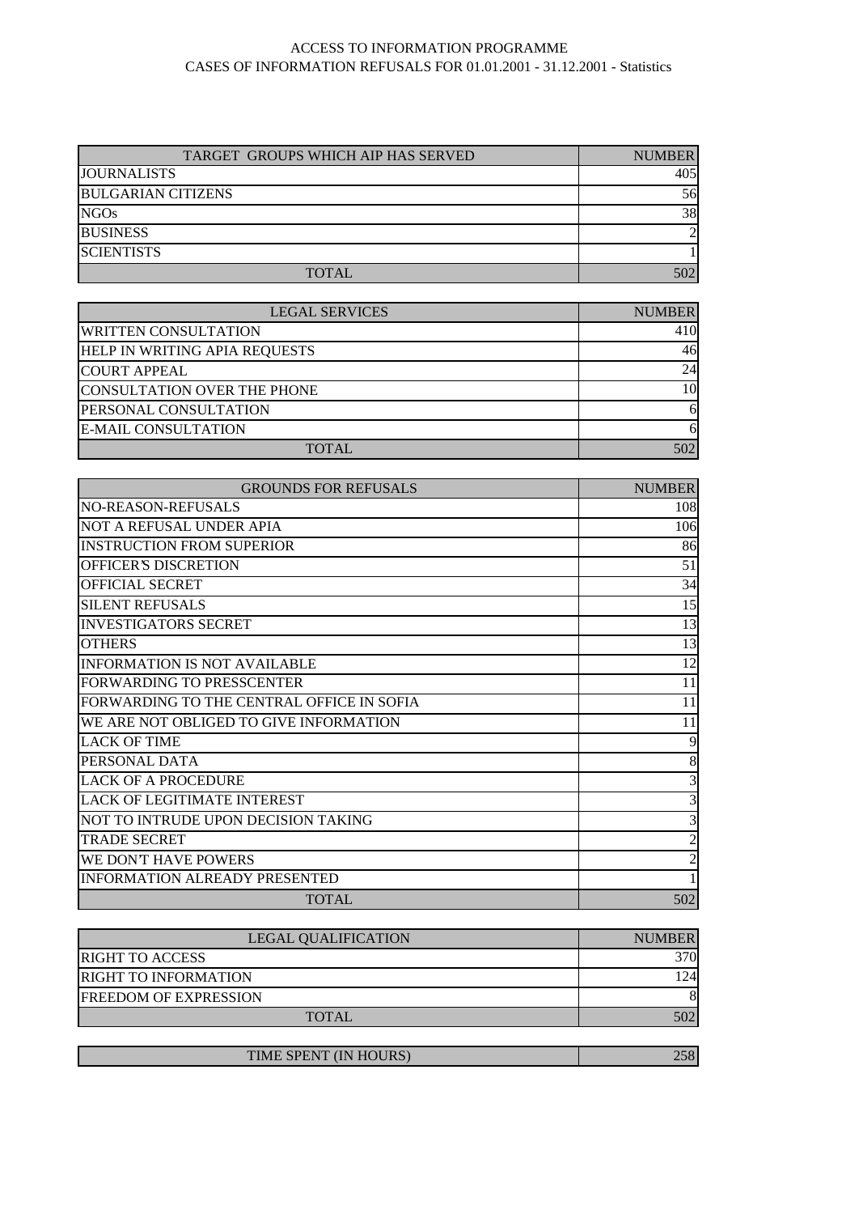ACCESS TO INFORMATION PROGRAMME
CASES OF INFORMATION REFUSALS FOR 01.01.2001 - 31.12.2001 - Statistics

| TARGET GROUPS WHICH AIP HAS SERVED | NUMBER |
|---|---|
| JOURNALISTS | 405 |
| BULGARIAN CITIZENS | 56 |
| NGOs | 38 |
| BUSINESS | 2 |
| SCIENTISTS | 1 |
| TOTAL | 502 |

| LEGAL SERVICES | NUMBER |
|---|---|
| WRITTEN CONSULTATION | 410 |
| HELP IN WRITING APIA REQUESTS | 46 |
| COURT APPEAL | 24 |
| CONSULTATION OVER THE PHONE | 10 |
| PERSONAL CONSULTATION | 6 |
| E-MAIL CONSULTATION | 6 |
| TOTAL | 502 |

| GROUNDS FOR REFUSALS | NUMBER |
|---|---|
| NO-REASON-REFUSALS | 108 |
| NOT A REFUSAL UNDER APIA | 106 |
| INSTRUCTION FROM SUPERIOR | 86 |
| OFFICER'S DISCRETION | 51 |
| OFFICIAL SECRET | 34 |
| SILENT REFUSALS | 15 |
| INVESTIGATORS SECRET | 13 |
| OTHERS | 13 |
| INFORMATION IS NOT AVAILABLE | 12 |
| FORWARDING TO PRESSCENTER | 11 |
| FORWARDING TO THE CENTRAL OFFICE IN SOFIA | 11 |
| WE ARE NOT OBLIGED TO GIVE INFORMATION | 11 |
| LACK OF TIME | 9 |
| PERSONAL DATA | 8 |
| LACK OF A PROCEDURE | 3 |
| LACK OF LEGITIMATE INTEREST | 3 |
| NOT TO INTRUDE UPON DECISION TAKING | 3 |
| TRADE SECRET | 2 |
| WE DON'T HAVE POWERS | 2 |
| INFORMATION ALREADY PRESENTED | 1 |
| TOTAL | 502 |

| LEGAL QUALIFICATION | NUMBER |
|---|---|
| RIGHT TO ACCESS | 370 |
| RIGHT TO INFORMATION | 124 |
| FREEDOM OF EXPRESSION | 8 |
| TOTAL | 502 |

| TIME SPENT (IN HOURS) | 258 |
|---|---|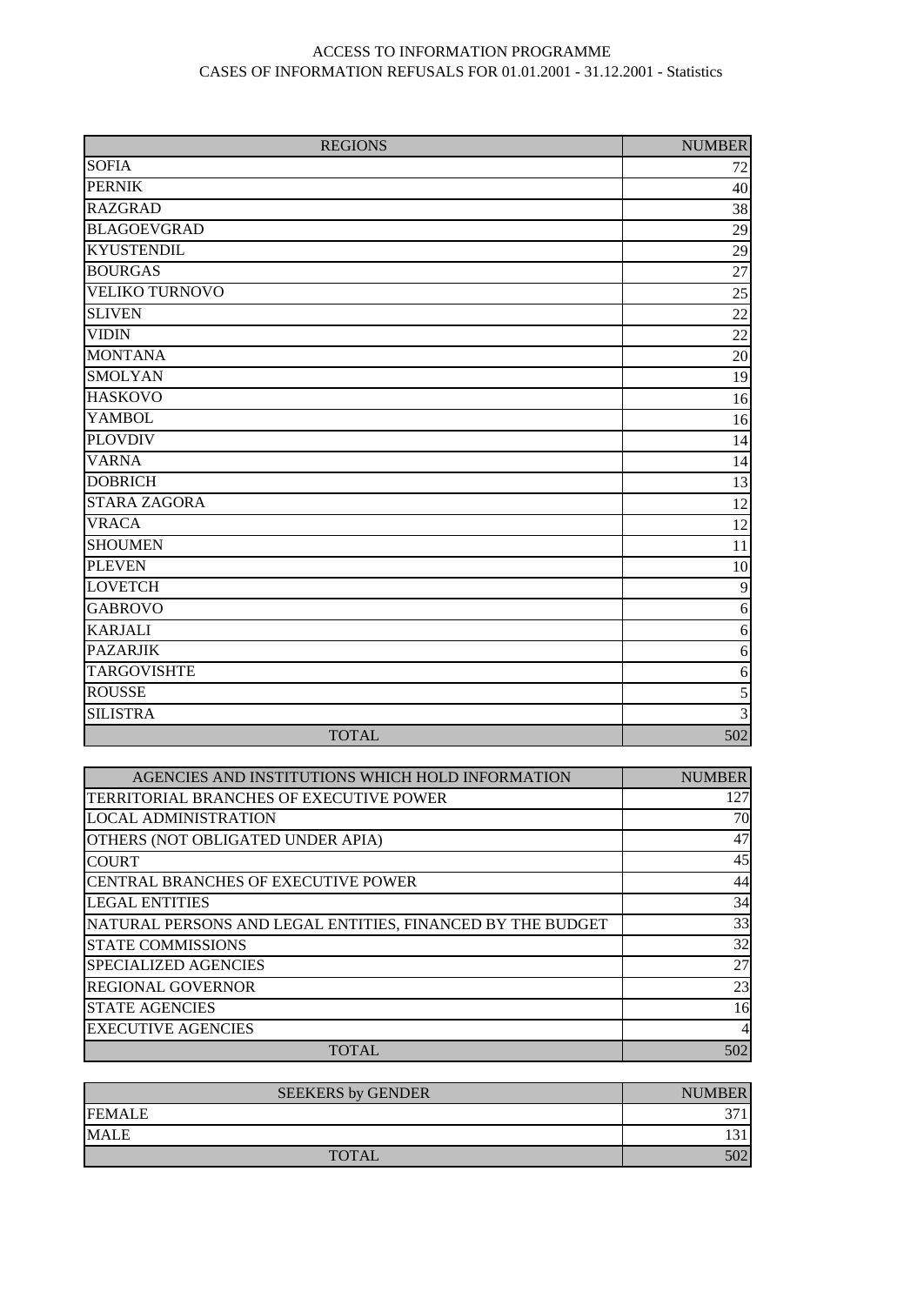ACCESS TO INFORMATION PROGRAMME

CASES OF INFORMATION REFUSALS FOR 01.01.2001 - 31.12.2001 - Statistics

| REGIONS | NUMBER |
| --- | --- |
| SOFIA | 72 |
| PERNIK | 40 |
| RAZGRAD | 38 |
| BLAGOEVGRAD | 29 |
| KYUSTENDIL | 29 |
| BOURGAS | 27 |
| VELIKO TURNOVO | 25 |
| SLIVEN | 22 |
| VIDIN | 22 |
| MONTANA | 20 |
| SMOLYAN | 19 |
| HASKOVO | 16 |
| YAMBOL | 16 |
| PLOVDIV | 14 |
| VARNA | 14 |
| DOBRICH | 13 |
| STARA ZAGORA | 12 |
| VRACA | 12 |
| SHOUMEN | 11 |
| PLEVEN | 10 |
| LOVETCH | 9 |
| GABROVO | 6 |
| KARJALI | 6 |
| PAZARJIK | 6 |
| TARGOVISHTE | 6 |
| ROUSSE | 5 |
| SILISTRA | 3 |
| TOTAL | 502 |

| AGENCIES AND INSTITUTIONS WHICH HOLD INFORMATION | NUMBER |
| --- | --- |
| TERRITORIAL BRANCHES OF EXECUTIVE POWER | 127 |
| LOCAL ADMINISTRATION | 70 |
| OTHERS (NOT OBLIGATED UNDER APIA) | 47 |
| COURT | 45 |
| CENTRAL BRANCHES OF EXECUTIVE POWER | 44 |
| LEGAL ENTITIES | 34 |
| NATURAL PERSONS AND LEGAL ENTITIES, FINANCED BY THE BUDGET | 33 |
| STATE COMMISSIONS | 32 |
| SPECIALIZED AGENCIES | 27 |
| REGIONAL GOVERNOR | 23 |
| STATE AGENCIES | 16 |
| EXECUTIVE AGENCIES | 4 |
| TOTAL | 502 |

| SEEKERS by GENDER | NUMBER |
| --- | --- |
| FEMALE | 371 |
| MALE | 131 |
| TOTAL | 502 |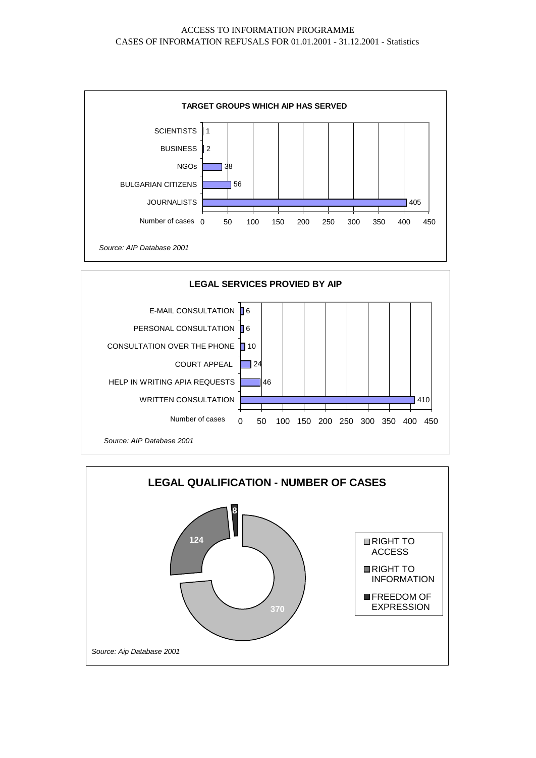ACCESS TO INFORMATION PROGRAMME
CASES OF INFORMATION REFUSALS FOR 01.01.2001 - 31.12.2001 - Statistics

**TARGET GROUPS WHICH AIP HAS SERVED**

SCIENTISTS 1
BUSINESS 2
NGOs 38
BULGARIAN CITIZENS 56
JOURNALISTS 405

Number of cases 0 50 100 150 200 250 300 350 400 450

*Source: AIP Database 2001*

**LEGAL SERVICES PROVIED BY AIP**

E-MAIL CONSULTATION 6
PERSONAL CONSULTATION 6
CONSULTATION OVER THE PHONE 10
COURT APPEAL 24
HELP IN WRITING APIA REQUESTS 46
WRITTEN CONSULTATION 410

Number of cases 0 50 100 150 200 250 300 350 400 450

*Source: AIP Database 2001*

**LEGAL QUALIFICATION - NUMBER OF CASES**

8
124
370

RIGHT TO ACCESS
RIGHT TO INFORMATION
FREEDOM OF EXPRESSION

*Source: Aip Database 2001*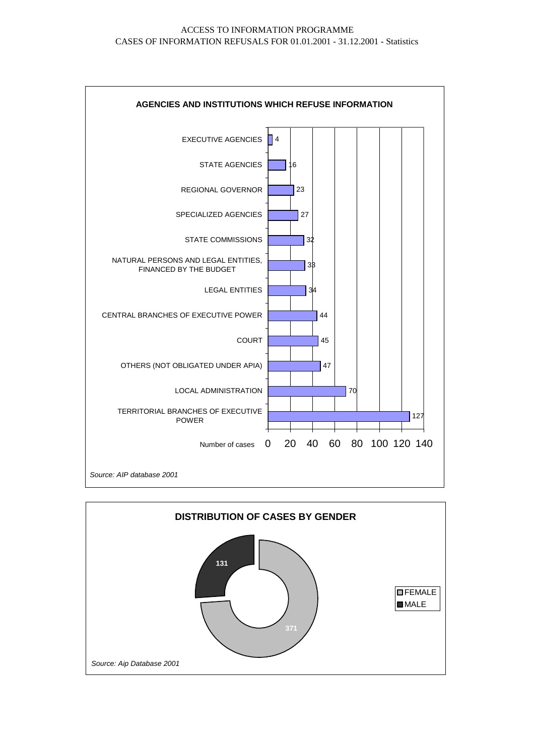ACCESS TO INFORMATION PROGRAMME
CASES OF INFORMATION REFUSALS FOR 01.01.2001 - 31.12.2001 - Statistics

**AGENCIES AND INSTITUTIONS WHICH REFUSE INFORMATION**

EXECUTIVE AGENCIES 4
STATE AGENCIES 16
REGIONAL GOVERNOR 23
SPECIALIZED AGENCIES 27
STATE COMMISSIONS 32
NATURAL PERSONS AND LEGAL ENTITIES, FINANCED BY THE BUDGET 33
LEGAL ENTITIES 34
CENTRAL BRANCHES OF EXECUTIVE POWER 44
COURT 45
OTHERS (NOT OBLIGATED UNDER APIA) 47
LOCAL ADMINISTRATION 70
TERRITORIAL BRANCHES OF EXECUTIVE POWER 127

Number of cases 0 20 40 60 80 100 120 140

*Source: AIP database 2001*

**DISTRIBUTION OF CASES BY GENDER**

131
371

FEMALE
MALE

*Source: Aip Database 2001*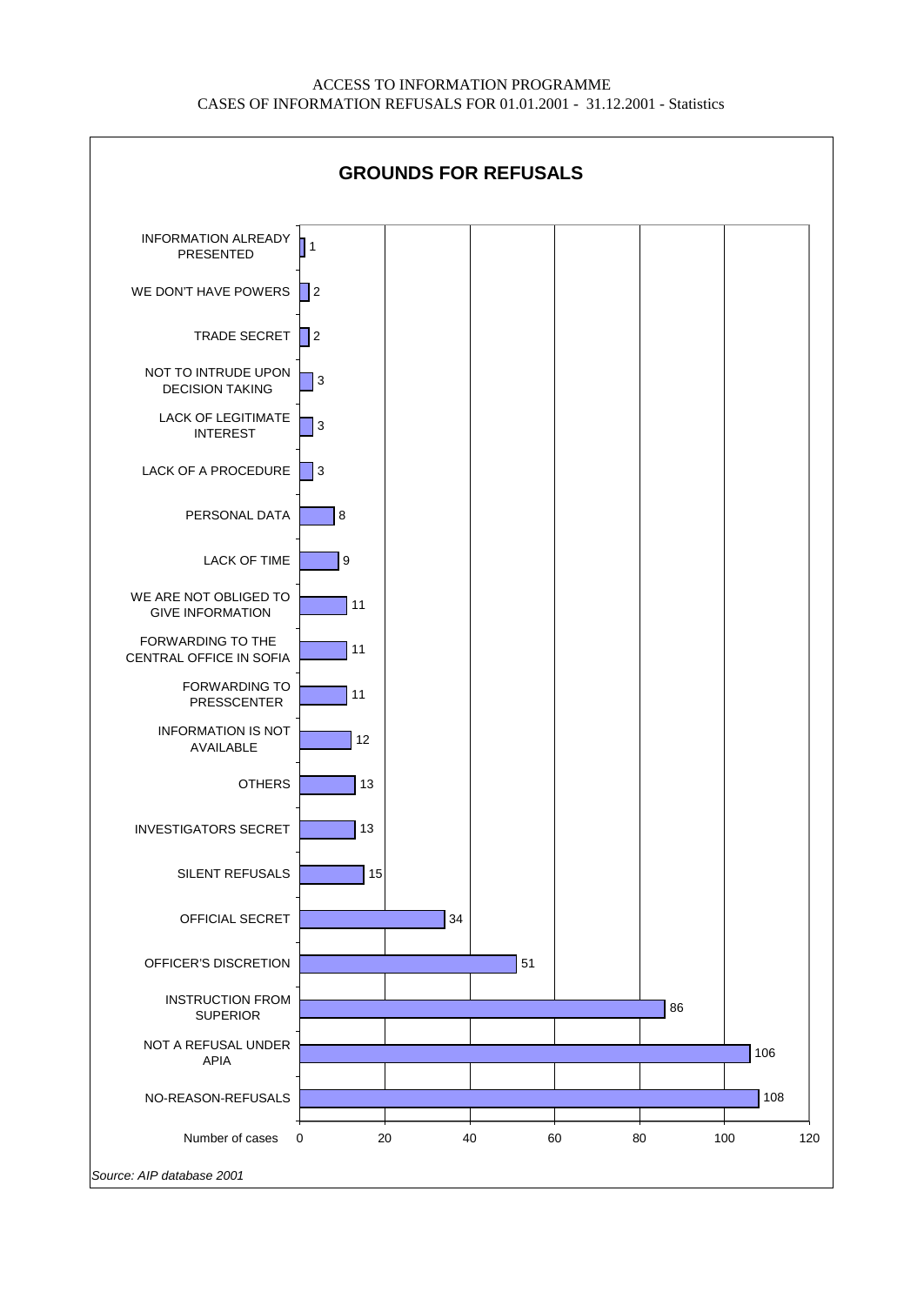ACCESS TO INFORMATION PROGRAMME

CASES OF INFORMATION REFUSALS FOR 01.01.2001 - 31.12.2001 - Statistics

**GROUNDS FOR REFUSALS**

INFORMATION ALREADY PRESENTED 1

WE DON'T HAVE POWERS 2

TRADE SECRET 2

NOT TO INTRUDE UPON DECISION TAKING 3

LACK OF LEGITIMATE INTEREST 3

LACK OF A PROCEDURE 3

PERSONAL DATA 8

LACK OF TIME 9

WE ARE NOT OBLIGED TO GIVE INFORMATION 11

FORWARDING TO THE CENTRAL OFFICE IN SOFIA 11

FORWARDING TO PRESSCENTER 11

INFORMATION IS NOT AVAILABLE 12

OTHERS 13

INVESTIGATORS SECRET 13

SILENT REFUSALS 15

OFFICIAL SECRET 34

OFFICER'S DISCRETION 51

INSTRUCTION FROM SUPERIOR 86

NOT A REFUSAL UNDER APIA 106

NO-REASON-REFUSALS 108

Number of cases 0 20 40 60 80 100 120

*Source: AIP database 2001*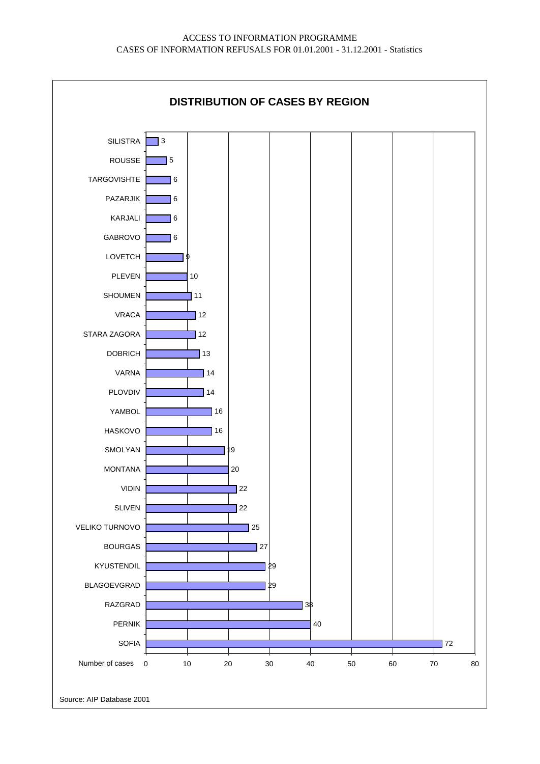ACCESS TO INFORMATION PROGRAMME
CASES OF INFORMATION REFUSALS FOR 01.01.2001 - 31.12.2001 - Statistics

## DISTRIBUTION OF CASES BY REGION

SILISTRA 3
ROUSSE 5
TARGOVISHTE 6
PAZARJIK 6
KARJALI 6
GABROVO 6
LOVETCH 9
PLEVEN 10
SHOUMEN 11
VRACA 12
STARA ZAGORA 12
DOBRICH 13
VARNA 14
PLOVDIV 14
YAMBOL 16
HASKOVO 16
SMOLYAN 19
MONTANA 20
VIDIN 22
SLIVEN 22
VELIKO TURNOVO 25
BOURGAS 27
KYUSTENDIL 29
BLAGOEVGRAD 29
RAZGRAD 38
PERNIK 40
SOFIA 72

Number of cases 0 10 20 30 40 50 60 70 80

Source: AIP Database 2001